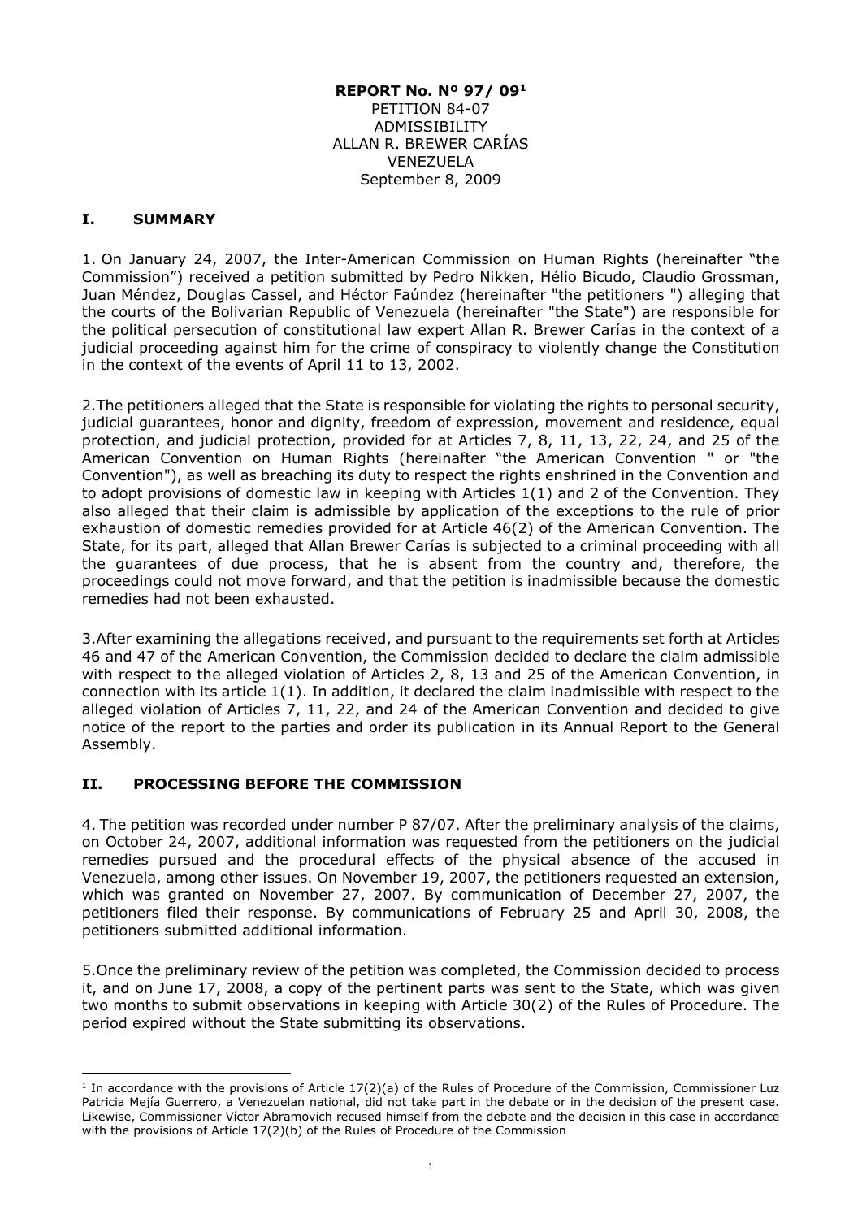**REPORT No. Nº 97/ 09[1]**
PETITION 84-07
ADMISSIBILITY
ALLAN R. BREWER CARÍAS
VENEZUELA
September 8, 2009

## I. SUMMARY

1. On January 24, 2007, the Inter-American Commission on Human Rights (hereinafter "the Commission") received a petition submitted by Pedro Nikken, Hélio Bicudo, Claudio Grossman, Juan Méndez, Douglas Cassel, and Héctor Faúndez (hereinafter "the petitioners ") alleging that the courts of the Bolivarian Republic of Venezuela (hereinafter "the State") are responsible for the political persecution of constitutional law expert Allan R. Brewer Carías in the context of a judicial proceeding against him for the crime of conspiracy to violently change the Constitution in the context of the events of April 11 to 13, 2002.

2. The petitioners alleged that the State is responsible for violating the rights to personal security, judicial guarantees, honor and dignity, freedom of expression, movement and residence, equal protection, and judicial protection, provided for at Articles 7, 8, 11, 13, 22, 24, and 25 of the American Convention on Human Rights (hereinafter "the American Convention " or "the Convention"), as well as breaching its duty to respect the rights enshrined in the Convention and to adopt provisions of domestic law in keeping with Articles 1(1) and 2 of the Convention. They also alleged that their claim is admissible by application of the exceptions to the rule of prior exhaustion of domestic remedies provided for at Article 46(2) of the American Convention. The State, for its part, alleged that Allan Brewer Carías is subjected to a criminal proceeding with all the guarantees of due process, that he is absent from the country and, therefore, the proceedings could not move forward, and that the petition is inadmissible because the domestic remedies had not been exhausted.

3. After examining the allegations received, and pursuant to the requirements set forth at Articles 46 and 47 of the American Convention, the Commission decided to declare the claim admissible with respect to the alleged violation of Articles 2, 8, 13 and 25 of the American Convention, in connection with its article 1(1). In addition, it declared the claim inadmissible with respect to the alleged violation of Articles 7, 11, 22, and 24 of the American Convention and decided to give notice of the report to the parties and order its publication in its Annual Report to the General Assembly.

## II. PROCESSING BEFORE THE COMMISSION

4. The petition was recorded under number P 87/07. After the preliminary analysis of the claims, on October 24, 2007, additional information was requested from the petitioners on the judicial remedies pursued and the procedural effects of the physical absence of the accused in Venezuela, among other issues. On November 19, 2007, the petitioners requested an extension, which was granted on November 27, 2007. By communication of December 27, 2007, the petitioners filed their response. By communications of February 25 and April 30, 2008, the petitioners submitted additional information.

5. Once the preliminary review of the petition was completed, the Commission decided to process it, and on June 17, 2008, a copy of the pertinent parts was sent to the State, which was given two months to submit observations in keeping with Article 30(2) of the Rules of Procedure. The period expired without the State submitting its observations.

[1] In accordance with the provisions of Article 17(2)(a) of the Rules of Procedure of the Commission, Commissioner Luz Patricia Mejía Guerrero, a Venezuelan national, did not take part in the debate or in the decision of the present case. Likewise, Commissioner Víctor Abramovich recused himself from the debate and the decision in this case in accordance with the provisions of Article 17(2)(b) of the Rules of Procedure of the Commission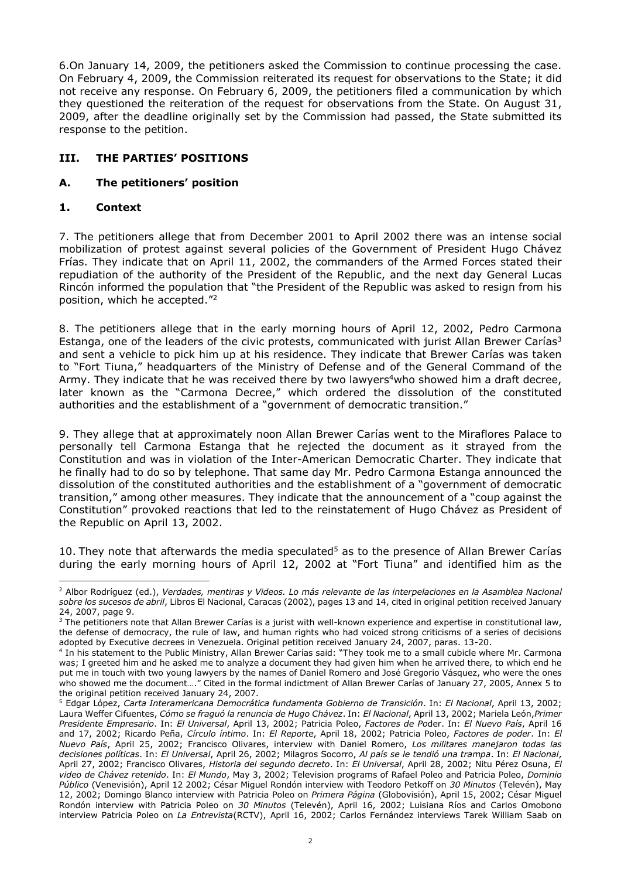6.On January 14, 2009, the petitioners asked the Commission to continue processing the case. On February 4, 2009, the Commission reiterated its request for observations to the State; it did not receive any response. On February 6, 2009, the petitioners filed a communication by which they questioned the reiteration of the request for observations from the State. On August 31, 2009, after the deadline originally set by the Commission had passed, the State submitted its response to the petition.

## III. THE PARTIES' POSITIONS

### A. The petitioners' position

#### 1. Context

7. The petitioners allege that from December 2001 to April 2002 there was an intense social mobilization of protest against several policies of the Government of President Hugo Chávez Frías. They indicate that on April 11, 2002, the commanders of the Armed Forces stated their repudiation of the authority of the President of the Republic, and the next day General Lucas Rincón informed the population that "the President of the Republic was asked to resign from his position, which he accepted."[2]

8. The petitioners allege that in the early morning hours of April 12, 2002, Pedro Carmona Estanga, one of the leaders of the civic protests, communicated with jurist Allan Brewer Carías[3] and sent a vehicle to pick him up at his residence. They indicate that Brewer Carías was taken to "Fort Tiuna," headquarters of the Ministry of Defense and of the General Command of the Army. They indicate that he was received there by two lawyers[4] who showed him a draft decree, later known as the "Carmona Decree," which ordered the dissolution of the constituted authorities and the establishment of a "government of democratic transition."

9. They allege that at approximately noon Allan Brewer Carías went to the Miraflores Palace to personally tell Carmona Estanga that he rejected the document as it strayed from the Constitution and was in violation of the Inter-American Democratic Charter. They indicate that he finally had to do so by telephone. That same day Mr. Pedro Carmona Estanga announced the dissolution of the constituted authorities and the establishment of a "government of democratic transition," among other measures. They indicate that the announcement of a "coup against the Constitution" provoked reactions that led to the reinstatement of Hugo Chávez as President of the Republic on April 13, 2002.

10. They note that afterwards the media speculated[5] as to the presence of Allan Brewer Carías during the early morning hours of April 12, 2002 at "Fort Tiuna" and identified him as the

---

[2] Albor Rodríguez (ed.), *Verdades, mentiras y Videos. Lo más relevante de las interpelaciones en la Asamblea Nacional sobre los sucesos de abril*, Libros El Nacional, Caracas (2002), pages 13 and 14, cited in original petition received January 24, 2007, page 9.

[3] The petitioners note that Allan Brewer Carías is a jurist with well-known experience and expertise in constitutional law, the defense of democracy, the rule of law, and human rights who had voiced strong criticisms of a series of decisions adopted by Executive decrees in Venezuela. Original petition received January 24, 2007, paras. 13-20.

[4] In his statement to the Public Ministry, Allan Brewer Carías said: "They took me to a small cubicle where Mr. Carmona was; I greeted him and he asked me to analyze a document they had given him when he arrived there, to which end he put me in touch with two young lawyers by the names of Daniel Romero and José Gregorio Vásquez, who were the ones who showed me the document…." Cited in the formal indictment of Allan Brewer Carías of January 27, 2005, Annex 5 to the original petition received January 24, 2007.

[5] Edgar López, *Carta Interamericana Democrática fundamenta Gobierno de Transición*. In: *El Nacional*, April 13, 2002; Laura Weffer Cifuentes, *Cómo se fraguó la renuncia de Hugo Chávez*. In: *El Nacional*, April 13, 2002; Mariela León, *Primer Presidente Empresario*. In: *El Universal*, April 13, 2002; Patricia Poleo, *Factores de Poder*. In: *El Nuevo País*, April 16 and 17, 2002; Ricardo Peña, *Círculo íntimo*. In: *El Reporte*, April 18, 2002; Patricia Poleo, *Factores de poder*. In: *El Nuevo País*, April 25, 2002; Francisco Olivares, interview with Daniel Romero, *Los militares manejaron todas las decisiones políticas*. In: *El Universal*, April 26, 2002; Milagros Socorro, *Al país se le tendió una trampa*. In: *El Nacional*, April 27, 2002; Francisco Olivares, *Historia del segundo decreto*. In: *El Universal*, April 28, 2002; Nitu Pérez Osuna, *El video de Chávez retenido*. In: *El Mundo*, May 3, 2002; Television programs of Rafael Poleo and Patricia Poleo, *Dominio Público* (Venevisión), April 12 2002; César Miguel Rondón interview with Teodoro Petkoff on *30 Minutos* (Televén), May 12, 2002; Domingo Blanco interview with Patricia Poleo on *Primera Página* (Globovisión), April 15, 2002; César Miguel Rondón interview with Patricia Poleo on *30 Minutos* (Televén), April 16, 2002; Luisiana Ríos and Carlos Omobono interview Patricia Poleo on *La Entrevista* (RCTV), April 16, 2002; Carlos Fernández interviews Tarek William Saab on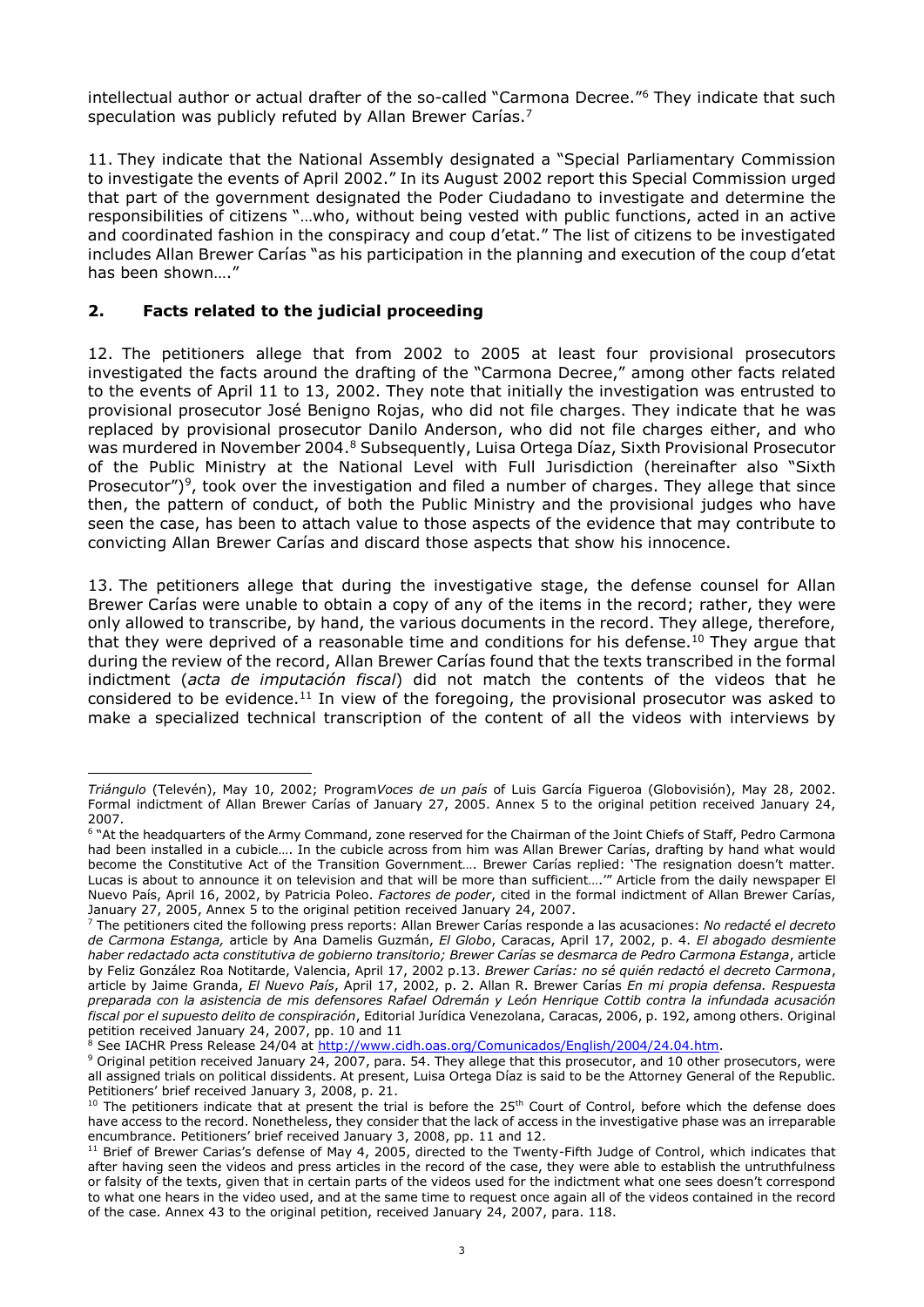intellectual author or actual drafter of the so-called "Carmona Decree."[6] They indicate that such speculation was publicly refuted by Allan Brewer Carías.[7]

11. They indicate that the National Assembly designated a "Special Parliamentary Commission to investigate the events of April 2002." In its August 2002 report this Special Commission urged that part of the government designated the Poder Ciudadano to investigate and determine the responsibilities of citizens "…who, without being vested with public functions, acted in an active and coordinated fashion in the conspiracy and coup d'etat." The list of citizens to be investigated includes Allan Brewer Carías "as his participation in the planning and execution of the coup d'etat has been shown…."

## 2. Facts related to the judicial proceeding

12. The petitioners allege that from 2002 to 2005 at least four provisional prosecutors investigated the facts around the drafting of the "Carmona Decree," among other facts related to the events of April 11 to 13, 2002. They note that initially the investigation was entrusted to provisional prosecutor José Benigno Rojas, who did not file charges. They indicate that he was replaced by provisional prosecutor Danilo Anderson, who did not file charges either, and who was murdered in November 2004.[8] Subsequently, Luisa Ortega Díaz, Sixth Provisional Prosecutor of the Public Ministry at the National Level with Full Jurisdiction (hereinafter also "Sixth Prosecutor")[9], took over the investigation and filed a number of charges. They allege that since then, the pattern of conduct, of both the Public Ministry and the provisional judges who have seen the case, has been to attach value to those aspects of the evidence that may contribute to convicting Allan Brewer Carías and discard those aspects that show his innocence.

13. The petitioners allege that during the investigative stage, the defense counsel for Allan Brewer Carías were unable to obtain a copy of any of the items in the record; rather, they were only allowed to transcribe, by hand, the various documents in the record. They allege, therefore, that they were deprived of a reasonable time and conditions for his defense.[10] They argue that during the review of the record, Allan Brewer Carías found that the texts transcribed in the formal indictment (*acta de imputación fiscal*) did not match the contents of the videos that he considered to be evidence.[11] In view of the foregoing, the provisional prosecutor was asked to make a specialized technical transcription of the content of all the videos with interviews by

---

*Triángulo* (Televén), May 10, 2002; Program *Voces de un país* of Luis García Figueroa (Globovisión), May 28, 2002. Formal indictment of Allan Brewer Carías of January 27, 2005. Annex 5 to the original petition received January 24, 2007.

[6] "At the headquarters of the Army Command, zone reserved for the Chairman of the Joint Chiefs of Staff, Pedro Carmona had been installed in a cubicle…. In the cubicle across from him was Allan Brewer Carías, drafting by hand what would become the Constitutive Act of the Transition Government…. Brewer Carías replied: 'The resignation doesn't matter. Lucas is about to announce it on television and that will be more than sufficient….'" Article from the daily newspaper El Nuevo País, April 16, 2002, by Patricia Poleo. *Factores de poder*, cited in the formal indictment of Allan Brewer Carías, January 27, 2005, Annex 5 to the original petition received January 24, 2007.

[7] The petitioners cited the following press reports: Allan Brewer Carías responde a las acusaciones: *No redacté el decreto de Carmona Estanga,* article by Ana Damelis Guzmán, *El Globo*, Caracas, April 17, 2002, p. 4. *El abogado desmiente haber redactado acta constitutiva de gobierno transitorio; Brewer Carías se desmarca de Pedro Carmona Estanga*, article by Feliz González Roa Notitarde, Valencia, April 17, 2002 p.13. *Brewer Carías: no sé quién redactó el decreto Carmona*, article by Jaime Granda, *El Nuevo País*, April 17, 2002, p. 2. Allan R. Brewer Carías *En mi propia defensa. Respuesta preparada con la asistencia de mis defensores Rafael Odremán y León Henrique Cottib contra la infundada acusación fiscal por el supuesto delito de conspiración*, Editorial Jurídica Venezolana, Caracas, 2006, p. 192, among others. Original petition received January 24, 2007, pp. 10 and 11

[8] See IACHR Press Release 24/04 at http://www.cidh.oas.org/Comunicados/English/2004/24.04.htm.

[9] Original petition received January 24, 2007, para. 54. They allege that this prosecutor, and 10 other prosecutors, were all assigned trials on political dissidents. At present, Luisa Ortega Díaz is said to be the Attorney General of the Republic. Petitioners' brief received January 3, 2008, p. 21.

[10] The petitioners indicate that at present the trial is before the 25th Court of Control, before which the defense does have access to the record. Nonetheless, they consider that the lack of access in the investigative phase was an irreparable encumbrance. Petitioners' brief received January 3, 2008, pp. 11 and 12.

[11] Brief of Brewer Carias's defense of May 4, 2005, directed to the Twenty-Fifth Judge of Control, which indicates that after having seen the videos and press articles in the record of the case, they were able to establish the untruthfulness or falsity of the texts, given that in certain parts of the videos used for the indictment what one sees doesn't correspond to what one hears in the video used, and at the same time to request once again all of the videos contained in the record of the case. Annex 43 to the original petition, received January 24, 2007, para. 118.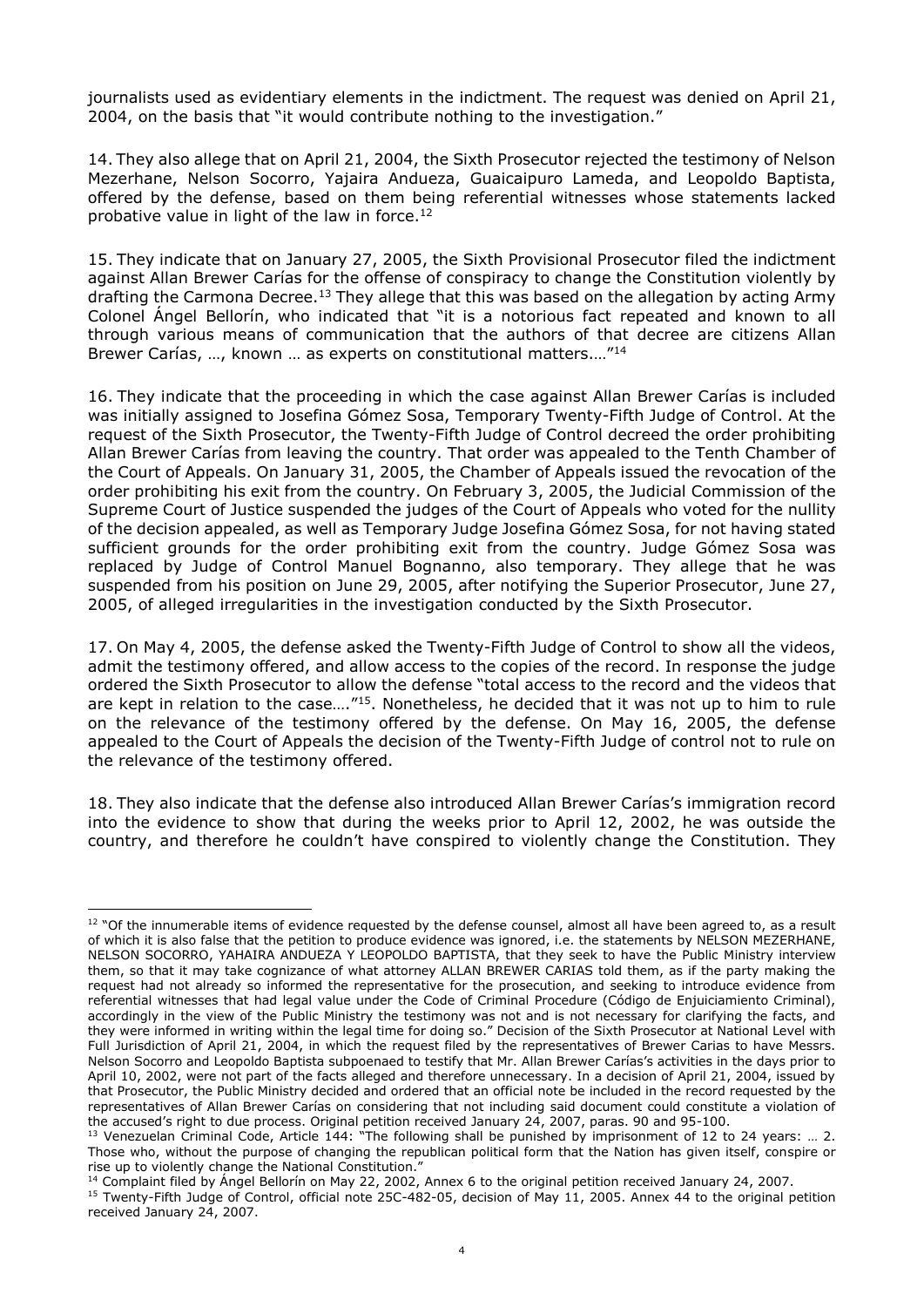journalists used as evidentiary elements in the indictment. The request was denied on April 21, 2004, on the basis that "it would contribute nothing to the investigation."

14. They also allege that on April 21, 2004, the Sixth Prosecutor rejected the testimony of Nelson Mezerhane, Nelson Socorro, Yajaira Andueza, Guaicaipuro Lameda, and Leopoldo Baptista, offered by the defense, based on them being referential witnesses whose statements lacked probative value in light of the law in force.[12]

15. They indicate that on January 27, 2005, the Sixth Provisional Prosecutor filed the indictment against Allan Brewer Carías for the offense of conspiracy to change the Constitution violently by drafting the Carmona Decree.[13] They allege that this was based on the allegation by acting Army Colonel Ángel Bellorín, who indicated that "it is a notorious fact repeated and known to all through various means of communication that the authors of that decree are citizens Allan Brewer Carías, …, known … as experts on constitutional matters.…"[14]

16. They indicate that the proceeding in which the case against Allan Brewer Carías is included was initially assigned to Josefina Gómez Sosa, Temporary Twenty-Fifth Judge of Control. At the request of the Sixth Prosecutor, the Twenty-Fifth Judge of Control decreed the order prohibiting Allan Brewer Carías from leaving the country. That order was appealed to the Tenth Chamber of the Court of Appeals. On January 31, 2005, the Chamber of Appeals issued the revocation of the order prohibiting his exit from the country. On February 3, 2005, the Judicial Commission of the Supreme Court of Justice suspended the judges of the Court of Appeals who voted for the nullity of the decision appealed, as well as Temporary Judge Josefina Gómez Sosa, for not having stated sufficient grounds for the order prohibiting exit from the country. Judge Gómez Sosa was replaced by Judge of Control Manuel Bognanno, also temporary. They allege that he was suspended from his position on June 29, 2005, after notifying the Superior Prosecutor, June 27, 2005, of alleged irregularities in the investigation conducted by the Sixth Prosecutor.

17. On May 4, 2005, the defense asked the Twenty-Fifth Judge of Control to show all the videos, admit the testimony offered, and allow access to the copies of the record. In response the judge ordered the Sixth Prosecutor to allow the defense "total access to the record and the videos that are kept in relation to the case…."[15]. Nonetheless, he decided that it was not up to him to rule on the relevance of the testimony offered by the defense. On May 16, 2005, the defense appealed to the Court of Appeals the decision of the Twenty-Fifth Judge of control not to rule on the relevance of the testimony offered.

18. They also indicate that the defense also introduced Allan Brewer Carías's immigration record into the evidence to show that during the weeks prior to April 12, 2002, he was outside the country, and therefore he couldn't have conspired to violently change the Constitution. They

---

[12] "Of the innumerable items of evidence requested by the defense counsel, almost all have been agreed to, as a result of which it is also false that the petition to produce evidence was ignored, i.e. the statements by NELSON MEZERHANE, NELSON SOCORRO, YAHAIRA ANDUEZA Y LEOPOLDO BAPTISTA, that they seek to have the Public Ministry interview them, so that it may take cognizance of what attorney ALLAN BREWER CARIAS told them, as if the party making the request had not already so informed the representative for the prosecution, and seeking to introduce evidence from referential witnesses that had legal value under the Code of Criminal Procedure (Código de Enjuiciamiento Criminal), accordingly in the view of the Public Ministry the testimony was not and is not necessary for clarifying the facts, and they were informed in writing within the legal time for doing so." Decision of the Sixth Prosecutor at National Level with Full Jurisdiction of April 21, 2004, in which the request filed by the representatives of Brewer Carias to have Messrs. Nelson Socorro and Leopoldo Baptista subpoenaed to testify that Mr. Allan Brewer Carías's activities in the days prior to April 10, 2002, were not part of the facts alleged and therefore unnecessary. In a decision of April 21, 2004, issued by that Prosecutor, the Public Ministry decided and ordered that an official note be included in the record requested by the representatives of Allan Brewer Carías on considering that not including said document could constitute a violation of the accused's right to due process. Original petition received January 24, 2007, paras. 90 and 95-100.

[13] Venezuelan Criminal Code, Article 144: "The following shall be punished by imprisonment of 12 to 24 years: … 2. Those who, without the purpose of changing the republican political form that the Nation has given itself, conspire or rise up to violently change the National Constitution."

[14] Complaint filed by Ángel Bellorín on May 22, 2002, Annex 6 to the original petition received January 24, 2007.

[15] Twenty-Fifth Judge of Control, official note 25C-482-05, decision of May 11, 2005. Annex 44 to the original petition received January 24, 2007.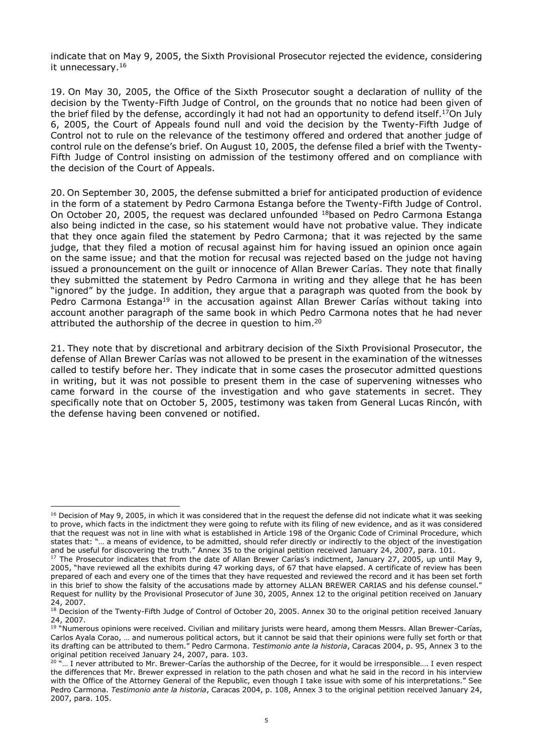indicate that on May 9, 2005, the Sixth Provisional Prosecutor rejected the evidence, considering it unnecessary.[16]

19. On May 30, 2005, the Office of the Sixth Prosecutor sought a declaration of nullity of the decision by the Twenty-Fifth Judge of Control, on the grounds that no notice had been given of the brief filed by the defense, accordingly it had not had an opportunity to defend itself.[17] On July 6, 2005, the Court of Appeals found null and void the decision by the Twenty-Fifth Judge of Control not to rule on the relevance of the testimony offered and ordered that another judge of control rule on the defense's brief. On August 10, 2005, the defense filed a brief with the Twenty-Fifth Judge of Control insisting on admission of the testimony offered and on compliance with the decision of the Court of Appeals.

20. On September 30, 2005, the defense submitted a brief for anticipated production of evidence in the form of a statement by Pedro Carmona Estanga before the Twenty-Fifth Judge of Control. On October 20, 2005, the request was declared unfounded [18] based on Pedro Carmona Estanga also being indicted in the case, so his statement would have not probative value. They indicate that they once again filed the statement by Pedro Carmona; that it was rejected by the same judge, that they filed a motion of recusal against him for having issued an opinion once again on the same issue; and that the motion for recusal was rejected based on the judge not having issued a pronouncement on the guilt or innocence of Allan Brewer Carías. They note that finally they submitted the statement by Pedro Carmona in writing and they allege that he has been "ignored" by the judge. In addition, they argue that a paragraph was quoted from the book by Pedro Carmona Estanga[19] in the accusation against Allan Brewer Carías without taking into account another paragraph of the same book in which Pedro Carmona notes that he had never attributed the authorship of the decree in question to him.[20]

21. They note that by discretional and arbitrary decision of the Sixth Provisional Prosecutor, the defense of Allan Brewer Carías was not allowed to be present in the examination of the witnesses called to testify before her. They indicate that in some cases the prosecutor admitted questions in writing, but it was not possible to present them in the case of supervening witnesses who came forward in the course of the investigation and who gave statements in secret. They specifically note that on October 5, 2005, testimony was taken from General Lucas Rincón, with the defense having been convened or notified.

---

[16] Decision of May 9, 2005, in which it was considered that in the request the defense did not indicate what it was seeking to prove, which facts in the indictment they were going to refute with its filing of new evidence, and as it was considered that the request was not in line with what is established in Article 198 of the Organic Code of Criminal Procedure, which states that: "… a means of evidence, to be admitted, should refer directly or indirectly to the object of the investigation and be useful for discovering the truth." Annex 35 to the original petition received January 24, 2007, para. 101.

[17] The Prosecutor indicates that from the date of Allan Brewer Carías's indictment, January 27, 2005, up until May 9, 2005, "have reviewed all the exhibits during 47 working days, of 67 that have elapsed. A certificate of review has been prepared of each and every one of the times that they have requested and reviewed the record and it has been set forth in this brief to show the falsity of the accusations made by attorney ALLAN BREWER CARIAS and his defense counsel." Request for nullity by the Provisional Prosecutor of June 30, 2005, Annex 12 to the original petition received on January 24, 2007.

[18] Decision of the Twenty-Fifth Judge of Control of October 20, 2005. Annex 30 to the original petition received January 24, 2007.

[19] "Numerous opinions were received. Civilian and military jurists were heard, among them Messrs. Allan Brewer-Carías, Carlos Ayala Corao, … and numerous political actors, but it cannot be said that their opinions were fully set forth or that its drafting can be attributed to them." Pedro Carmona. *Testimonio ante la historia*, Caracas 2004, p. 95, Annex 3 to the original petition received January 24, 2007, para. 103.

[20] "… I never attributed to Mr. Brewer-Carías the authorship of the Decree, for it would be irresponsible…. I even respect the differences that Mr. Brewer expressed in relation to the path chosen and what he said in the record in his interview with the Office of the Attorney General of the Republic, even though I take issue with some of his interpretations." See Pedro Carmona. *Testimonio ante la historia*, Caracas 2004, p. 108, Annex 3 to the original petition received January 24, 2007, para. 105.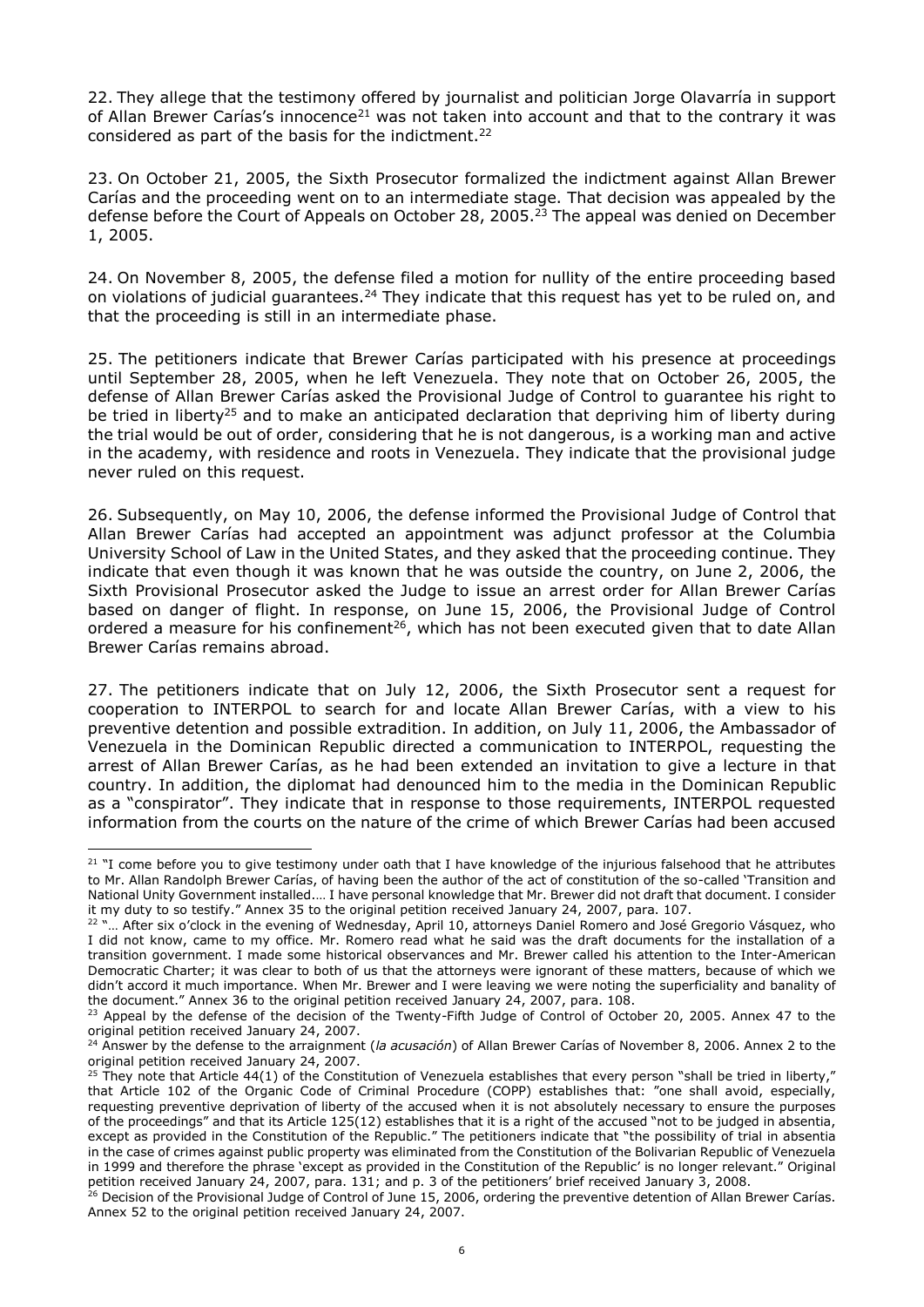22. They allege that the testimony offered by journalist and politician Jorge Olavarría in support of Allan Brewer Carías's innocence[21] was not taken into account and that to the contrary it was considered as part of the basis for the indictment.[22]

23. On October 21, 2005, the Sixth Prosecutor formalized the indictment against Allan Brewer Carías and the proceeding went on to an intermediate stage. That decision was appealed by the defense before the Court of Appeals on October 28, 2005.[23] The appeal was denied on December 1, 2005.

24. On November 8, 2005, the defense filed a motion for nullity of the entire proceeding based on violations of judicial guarantees.[24] They indicate that this request has yet to be ruled on, and that the proceeding is still in an intermediate phase.

25. The petitioners indicate that Brewer Carías participated with his presence at proceedings until September 28, 2005, when he left Venezuela. They note that on October 26, 2005, the defense of Allan Brewer Carías asked the Provisional Judge of Control to guarantee his right to be tried in liberty[25] and to make an anticipated declaration that depriving him of liberty during the trial would be out of order, considering that he is not dangerous, is a working man and active in the academy, with residence and roots in Venezuela. They indicate that the provisional judge never ruled on this request.

26. Subsequently, on May 10, 2006, the defense informed the Provisional Judge of Control that Allan Brewer Carías had accepted an appointment was adjunct professor at the Columbia University School of Law in the United States, and they asked that the proceeding continue. They indicate that even though it was known that he was outside the country, on June 2, 2006, the Sixth Provisional Prosecutor asked the Judge to issue an arrest order for Allan Brewer Carías based on danger of flight. In response, on June 15, 2006, the Provisional Judge of Control ordered a measure for his confinement[26], which has not been executed given that to date Allan Brewer Carías remains abroad.

27. The petitioners indicate that on July 12, 2006, the Sixth Prosecutor sent a request for cooperation to INTERPOL to search for and locate Allan Brewer Carías, with a view to his preventive detention and possible extradition. In addition, on July 11, 2006, the Ambassador of Venezuela in the Dominican Republic directed a communication to INTERPOL, requesting the arrest of Allan Brewer Carías, as he had been extended an invitation to give a lecture in that country. In addition, the diplomat had denounced him to the media in the Dominican Republic as a "conspirator". They indicate that in response to those requirements, INTERPOL requested information from the courts on the nature of the crime of which Brewer Carías had been accused

---

[21] "I come before you to give testimony under oath that I have knowledge of the injurious falsehood that he attributes to Mr. Allan Randolph Brewer Carías, of having been the author of the act of constitution of the so-called 'Transition and National Unity Government installed.... I have personal knowledge that Mr. Brewer did not draft that document. I consider it my duty to so testify." Annex 35 to the original petition received January 24, 2007, para. 107.

[22] "... After six o'clock in the evening of Wednesday, April 10, attorneys Daniel Romero and José Gregorio Vásquez, who I did not know, came to my office. Mr. Romero read what he said was the draft documents for the installation of a transition government. I made some historical observances and Mr. Brewer called his attention to the Inter-American Democratic Charter; it was clear to both of us that the attorneys were ignorant of these matters, because of which we didn't accord it much importance. When Mr. Brewer and I were leaving we were noting the superficiality and banality of the document." Annex 36 to the original petition received January 24, 2007, para. 108.

[23] Appeal by the defense of the decision of the Twenty-Fifth Judge of Control of October 20, 2005. Annex 47 to the original petition received January 24, 2007.

[24] Answer by the defense to the arraignment (*la acusación*) of Allan Brewer Carías of November 8, 2006. Annex 2 to the original petition received January 24, 2007.

[25] They note that Article 44(1) of the Constitution of Venezuela establishes that every person "shall be tried in liberty," that Article 102 of the Organic Code of Criminal Procedure (COPP) establishes that: "one shall avoid, especially, requesting preventive deprivation of liberty of the accused when it is not absolutely necessary to ensure the purposes of the proceedings" and that its Article 125(12) establishes that it is a right of the accused "not to be judged in absentia, except as provided in the Constitution of the Republic." The petitioners indicate that "the possibility of trial in absentia in the case of crimes against public property was eliminated from the Constitution of the Bolivarian Republic of Venezuela in 1999 and therefore the phrase 'except as provided in the Constitution of the Republic' is no longer relevant." Original petition received January 24, 2007, para. 131; and p. 3 of the petitioners' brief received January 3, 2008.

[26] Decision of the Provisional Judge of Control of June 15, 2006, ordering the preventive detention of Allan Brewer Carías. Annex 52 to the original petition received January 24, 2007.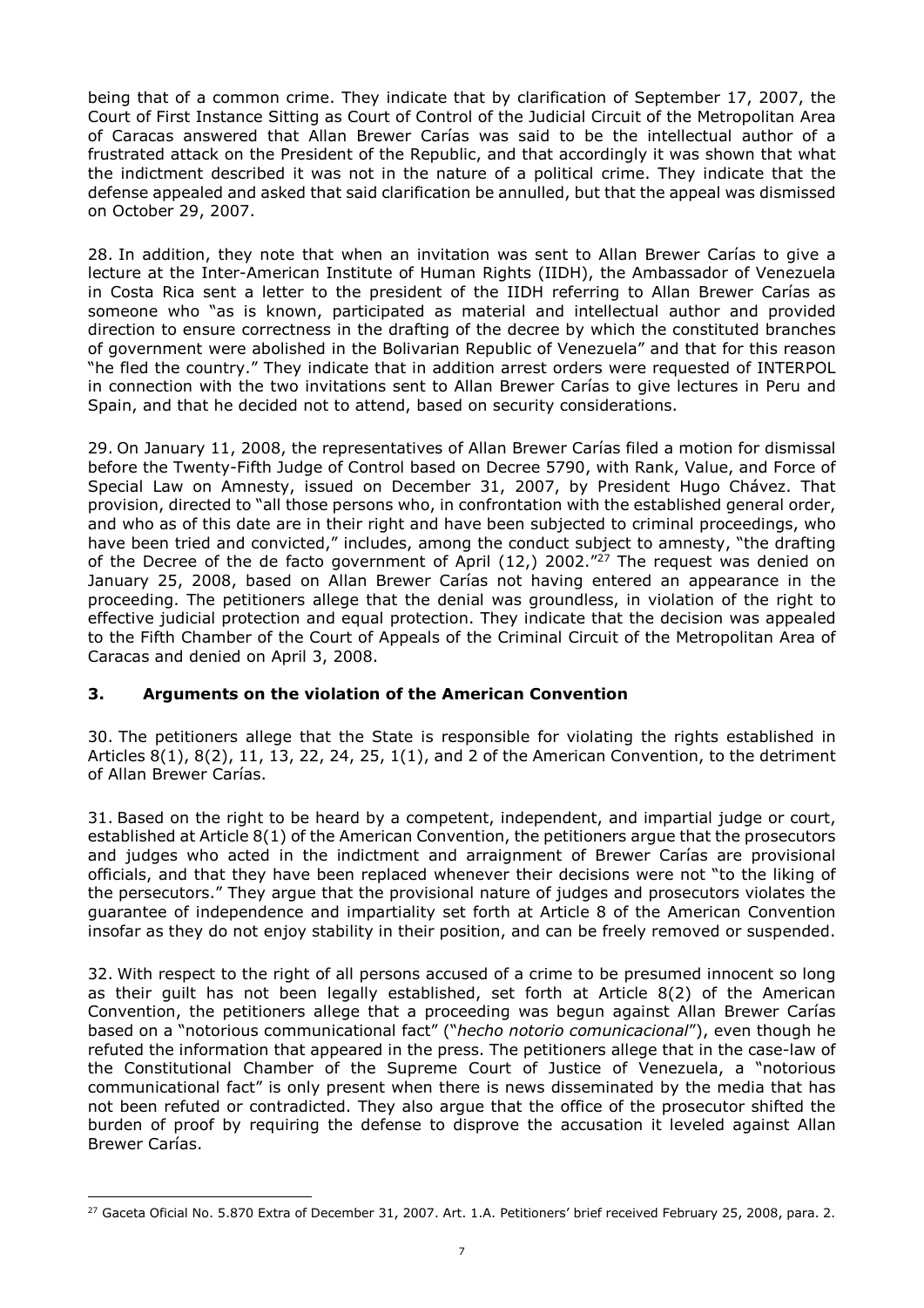being that of a common crime. They indicate that by clarification of September 17, 2007, the Court of First Instance Sitting as Court of Control of the Judicial Circuit of the Metropolitan Area of Caracas answered that Allan Brewer Carías was said to be the intellectual author of a frustrated attack on the President of the Republic, and that accordingly it was shown that what the indictment described it was not in the nature of a political crime. They indicate that the defense appealed and asked that said clarification be annulled, but that the appeal was dismissed on October 29, 2007.

28. In addition, they note that when an invitation was sent to Allan Brewer Carías to give a lecture at the Inter-American Institute of Human Rights (IIDH), the Ambassador of Venezuela in Costa Rica sent a letter to the president of the IIDH referring to Allan Brewer Carías as someone who "as is known, participated as material and intellectual author and provided direction to ensure correctness in the drafting of the decree by which the constituted branches of government were abolished in the Bolivarian Republic of Venezuela" and that for this reason "he fled the country." They indicate that in addition arrest orders were requested of INTERPOL in connection with the two invitations sent to Allan Brewer Carías to give lectures in Peru and Spain, and that he decided not to attend, based on security considerations.

29. On January 11, 2008, the representatives of Allan Brewer Carías filed a motion for dismissal before the Twenty-Fifth Judge of Control based on Decree 5790, with Rank, Value, and Force of Special Law on Amnesty, issued on December 31, 2007, by President Hugo Chávez. That provision, directed to "all those persons who, in confrontation with the established general order, and who as of this date are in their right and have been subjected to criminal proceedings, who have been tried and convicted," includes, among the conduct subject to amnesty, "the drafting of the Decree of the de facto government of April (12,) 2002."[27] The request was denied on January 25, 2008, based on Allan Brewer Carías not having entered an appearance in the proceeding. The petitioners allege that the denial was groundless, in violation of the right to effective judicial protection and equal protection. They indicate that the decision was appealed to the Fifth Chamber of the Court of Appeals of the Criminal Circuit of the Metropolitan Area of Caracas and denied on April 3, 2008.

### 3. Arguments on the violation of the American Convention

30. The petitioners allege that the State is responsible for violating the rights established in Articles 8(1), 8(2), 11, 13, 22, 24, 25, 1(1), and 2 of the American Convention, to the detriment of Allan Brewer Carías.

31. Based on the right to be heard by a competent, independent, and impartial judge or court, established at Article 8(1) of the American Convention, the petitioners argue that the prosecutors and judges who acted in the indictment and arraignment of Brewer Carías are provisional officials, and that they have been replaced whenever their decisions were not "to the liking of the persecutors." They argue that the provisional nature of judges and prosecutors violates the guarantee of independence and impartiality set forth at Article 8 of the American Convention insofar as they do not enjoy stability in their position, and can be freely removed or suspended.

32. With respect to the right of all persons accused of a crime to be presumed innocent so long as their guilt has not been legally established, set forth at Article 8(2) of the American Convention, the petitioners allege that a proceeding was begun against Allan Brewer Carías based on a "notorious communicational fact" ("*hecho notorio comunicacional*"), even though he refuted the information that appeared in the press. The petitioners allege that in the case-law of the Constitutional Chamber of the Supreme Court of Justice of Venezuela, a "notorious communicational fact" is only present when there is news disseminated by the media that has not been refuted or contradicted. They also argue that the office of the prosecutor shifted the burden of proof by requiring the defense to disprove the accusation it leveled against Allan Brewer Carías.

[27] Gaceta Oficial No. 5.870 Extra of December 31, 2007. Art. 1.A. Petitioners' brief received February 25, 2008, para. 2.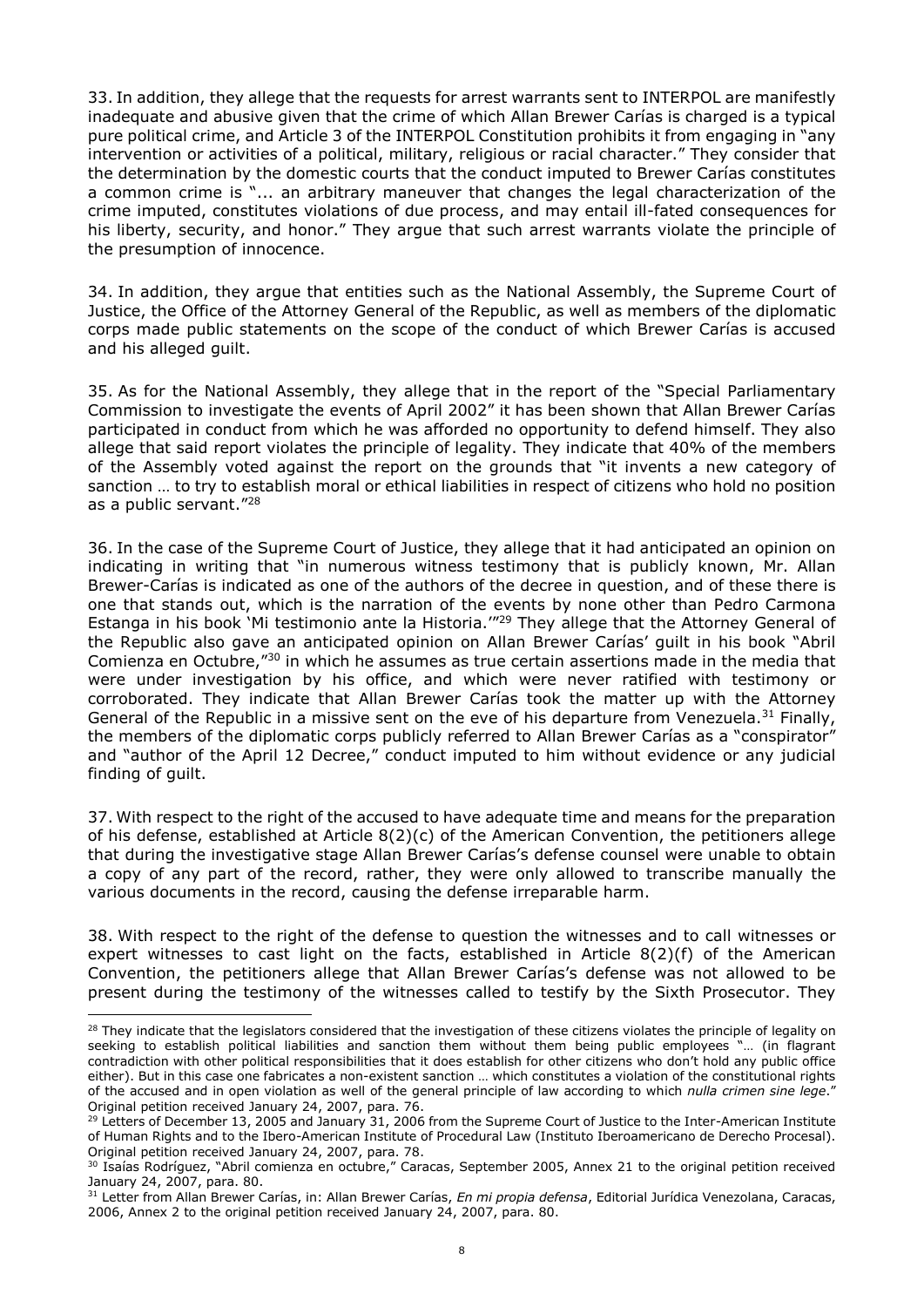33. In addition, they allege that the requests for arrest warrants sent to INTERPOL are manifestly inadequate and abusive given that the crime of which Allan Brewer Carías is charged is a typical pure political crime, and Article 3 of the INTERPOL Constitution prohibits it from engaging in "any intervention or activities of a political, military, religious or racial character." They consider that the determination by the domestic courts that the conduct imputed to Brewer Carías constitutes a common crime is "... an arbitrary maneuver that changes the legal characterization of the crime imputed, constitutes violations of due process, and may entail ill-fated consequences for his liberty, security, and honor." They argue that such arrest warrants violate the principle of the presumption of innocence.

34. In addition, they argue that entities such as the National Assembly, the Supreme Court of Justice, the Office of the Attorney General of the Republic, as well as members of the diplomatic corps made public statements on the scope of the conduct of which Brewer Carías is accused and his alleged guilt.

35. As for the National Assembly, they allege that in the report of the "Special Parliamentary Commission to investigate the events of April 2002" it has been shown that Allan Brewer Carías participated in conduct from which he was afforded no opportunity to defend himself. They also allege that said report violates the principle of legality. They indicate that 40% of the members of the Assembly voted against the report on the grounds that "it invents a new category of sanction … to try to establish moral or ethical liabilities in respect of citizens who hold no position as a public servant."[28]

36. In the case of the Supreme Court of Justice, they allege that it had anticipated an opinion on indicating in writing that "in numerous witness testimony that is publicly known, Mr. Allan Brewer-Carías is indicated as one of the authors of the decree in question, and of these there is one that stands out, which is the narration of the events by none other than Pedro Carmona Estanga in his book 'Mi testimonio ante la Historia.'"[29] They allege that the Attorney General of the Republic also gave an anticipated opinion on Allan Brewer Carías' guilt in his book "Abril Comienza en Octubre,"[30] in which he assumes as true certain assertions made in the media that were under investigation by his office, and which were never ratified with testimony or corroborated. They indicate that Allan Brewer Carías took the matter up with the Attorney General of the Republic in a missive sent on the eve of his departure from Venezuela.[31] Finally, the members of the diplomatic corps publicly referred to Allan Brewer Carías as a "conspirator" and "author of the April 12 Decree," conduct imputed to him without evidence or any judicial finding of guilt.

37. With respect to the right of the accused to have adequate time and means for the preparation of his defense, established at Article 8(2)(c) of the American Convention, the petitioners allege that during the investigative stage Allan Brewer Carías's defense counsel were unable to obtain a copy of any part of the record, rather, they were only allowed to transcribe manually the various documents in the record, causing the defense irreparable harm.

38. With respect to the right of the defense to question the witnesses and to call witnesses or expert witnesses to cast light on the facts, established in Article 8(2)(f) of the American Convention, the petitioners allege that Allan Brewer Carías's defense was not allowed to be present during the testimony of the witnesses called to testify by the Sixth Prosecutor. They

---

[28] They indicate that the legislators considered that the investigation of these citizens violates the principle of legality on seeking to establish political liabilities and sanction them without them being public employees "… (in flagrant contradiction with other political responsibilities that it does establish for other citizens who don't hold any public office either). But in this case one fabricates a non-existent sanction … which constitutes a violation of the constitutional rights of the accused and in open violation as well of the general principle of law according to which *nulla crimen sine lege*." Original petition received January 24, 2007, para. 76.

[29] Letters of December 13, 2005 and January 31, 2006 from the Supreme Court of Justice to the Inter-American Institute of Human Rights and to the Ibero-American Institute of Procedural Law (Instituto Iberoamericano de Derecho Procesal). Original petition received January 24, 2007, para. 78.

[30] Isaías Rodríguez, "Abril comienza en octubre," Caracas, September 2005, Annex 21 to the original petition received January 24, 2007, para. 80.

[31] Letter from Allan Brewer Carías, in: Allan Brewer Carías, *En mi propia defensa*, Editorial Jurídica Venezolana, Caracas, 2006, Annex 2 to the original petition received January 24, 2007, para. 80.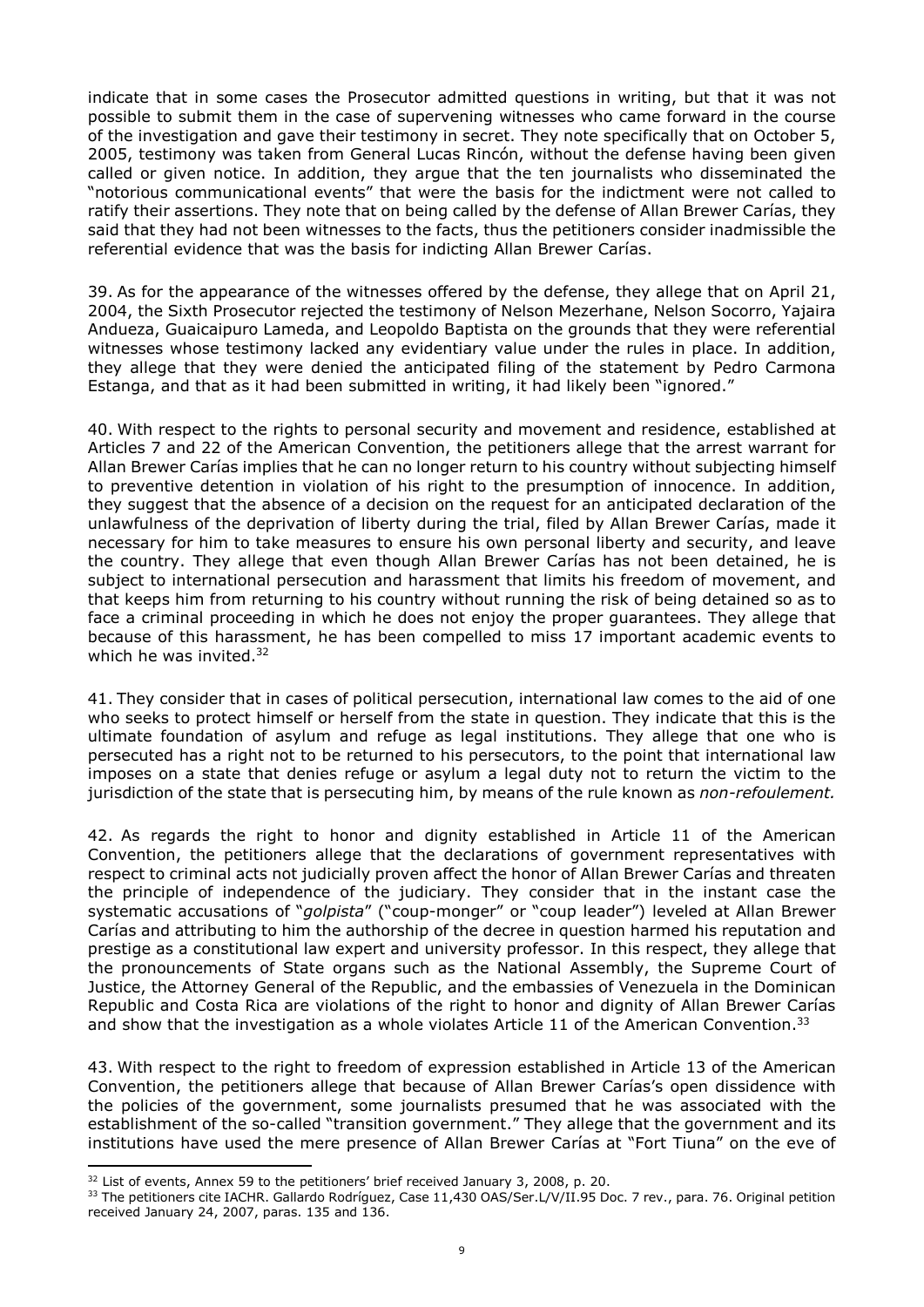indicate that in some cases the Prosecutor admitted questions in writing, but that it was not possible to submit them in the case of supervening witnesses who came forward in the course of the investigation and gave their testimony in secret. They note specifically that on October 5, 2005, testimony was taken from General Lucas Rincón, without the defense having been given called or given notice. In addition, they argue that the ten journalists who disseminated the "notorious communicational events" that were the basis for the indictment were not called to ratify their assertions. They note that on being called by the defense of Allan Brewer Carías, they said that they had not been witnesses to the facts, thus the petitioners consider inadmissible the referential evidence that was the basis for indicting Allan Brewer Carías.

39. As for the appearance of the witnesses offered by the defense, they allege that on April 21, 2004, the Sixth Prosecutor rejected the testimony of Nelson Mezerhane, Nelson Socorro, Yajaira Andueza, Guaicaipuro Lameda, and Leopoldo Baptista on the grounds that they were referential witnesses whose testimony lacked any evidentiary value under the rules in place. In addition, they allege that they were denied the anticipated filing of the statement by Pedro Carmona Estanga, and that as it had been submitted in writing, it had likely been "ignored."

40. With respect to the rights to personal security and movement and residence, established at Articles 7 and 22 of the American Convention, the petitioners allege that the arrest warrant for Allan Brewer Carías implies that he can no longer return to his country without subjecting himself to preventive detention in violation of his right to the presumption of innocence. In addition, they suggest that the absence of a decision on the request for an anticipated declaration of the unlawfulness of the deprivation of liberty during the trial, filed by Allan Brewer Carías, made it necessary for him to take measures to ensure his own personal liberty and security, and leave the country. They allege that even though Allan Brewer Carías has not been detained, he is subject to international persecution and harassment that limits his freedom of movement, and that keeps him from returning to his country without running the risk of being detained so as to face a criminal proceeding in which he does not enjoy the proper guarantees. They allege that because of this harassment, he has been compelled to miss 17 important academic events to which he was invited.[32]

41. They consider that in cases of political persecution, international law comes to the aid of one who seeks to protect himself or herself from the state in question. They indicate that this is the ultimate foundation of asylum and refuge as legal institutions. They allege that one who is persecuted has a right not to be returned to his persecutors, to the point that international law imposes on a state that denies refuge or asylum a legal duty not to return the victim to the jurisdiction of the state that is persecuting him, by means of the rule known as *non-refoulement.*

42. As regards the right to honor and dignity established in Article 11 of the American Convention, the petitioners allege that the declarations of government representatives with respect to criminal acts not judicially proven affect the honor of Allan Brewer Carías and threaten the principle of independence of the judiciary. They consider that in the instant case the systematic accusations of "*golpista*" ("coup-monger" or "coup leader") leveled at Allan Brewer Carías and attributing to him the authorship of the decree in question harmed his reputation and prestige as a constitutional law expert and university professor. In this respect, they allege that the pronouncements of State organs such as the National Assembly, the Supreme Court of Justice, the Attorney General of the Republic, and the embassies of Venezuela in the Dominican Republic and Costa Rica are violations of the right to honor and dignity of Allan Brewer Carías and show that the investigation as a whole violates Article 11 of the American Convention.[33]

43. With respect to the right to freedom of expression established in Article 13 of the American Convention, the petitioners allege that because of Allan Brewer Carías's open dissidence with the policies of the government, some journalists presumed that he was associated with the establishment of the so-called "transition government." They allege that the government and its institutions have used the mere presence of Allan Brewer Carías at "Fort Tiuna" on the eve of

---

[32] List of events, Annex 59 to the petitioners' brief received January 3, 2008, p. 20.

[33] The petitioners cite IACHR. Gallardo Rodríguez, Case 11,430 OAS/Ser.L/V/II.95 Doc. 7 rev., para. 76. Original petition received January 24, 2007, paras. 135 and 136.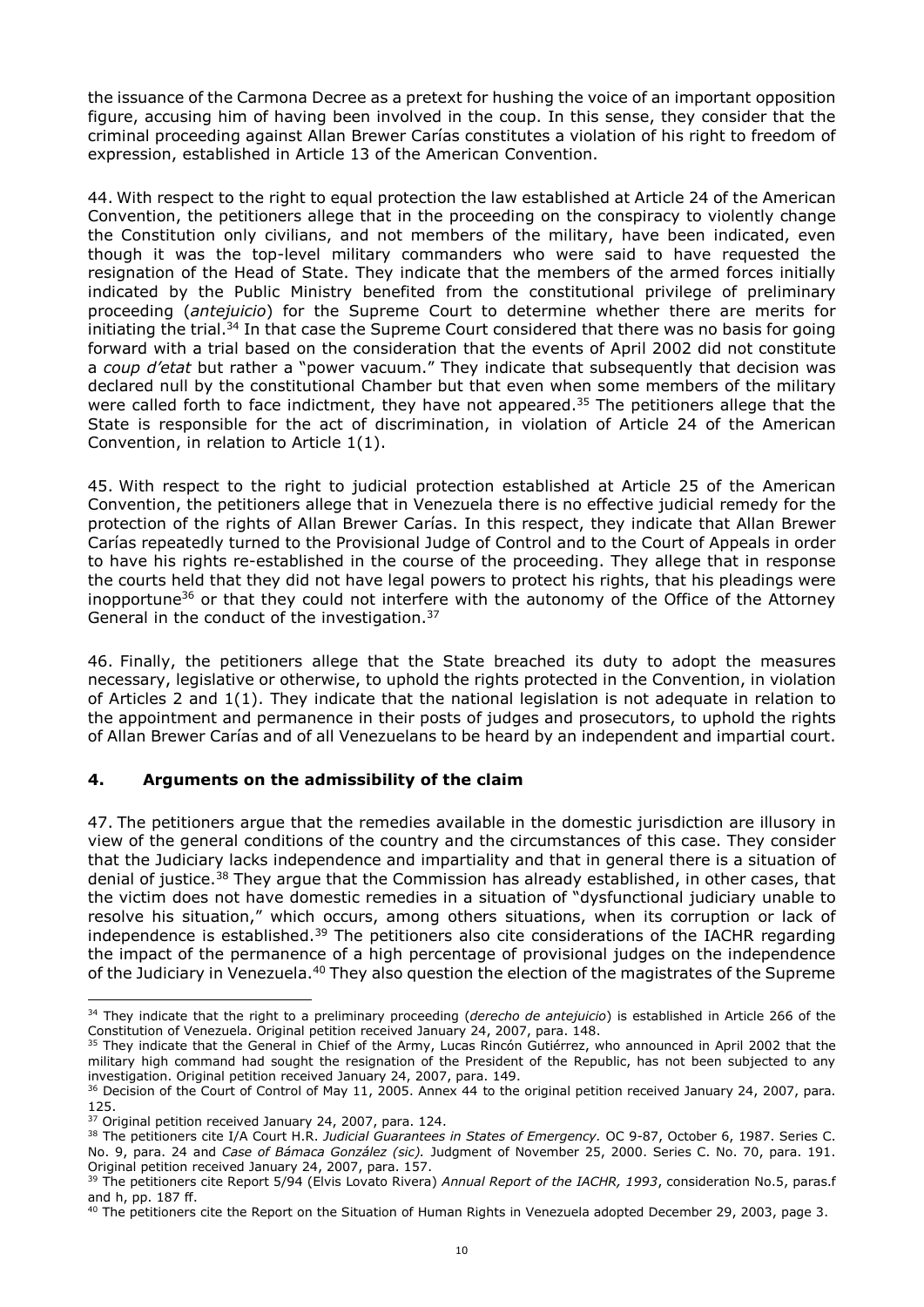the issuance of the Carmona Decree as a pretext for hushing the voice of an important opposition figure, accusing him of having been involved in the coup. In this sense, they consider that the criminal proceeding against Allan Brewer Carías constitutes a violation of his right to freedom of expression, established in Article 13 of the American Convention.

44. With respect to the right to equal protection the law established at Article 24 of the American Convention, the petitioners allege that in the proceeding on the conspiracy to violently change the Constitution only civilians, and not members of the military, have been indicated, even though it was the top-level military commanders who were said to have requested the resignation of the Head of State. They indicate that the members of the armed forces initially indicated by the Public Ministry benefited from the constitutional privilege of preliminary proceeding (*antejuicio*) for the Supreme Court to determine whether there are merits for initiating the trial.[34] In that case the Supreme Court considered that there was no basis for going forward with a trial based on the consideration that the events of April 2002 did not constitute a *coup d'etat* but rather a "power vacuum." They indicate that subsequently that decision was declared null by the constitutional Chamber but that even when some members of the military were called forth to face indictment, they have not appeared.[35] The petitioners allege that the State is responsible for the act of discrimination, in violation of Article 24 of the American Convention, in relation to Article 1(1).

45. With respect to the right to judicial protection established at Article 25 of the American Convention, the petitioners allege that in Venezuela there is no effective judicial remedy for the protection of the rights of Allan Brewer Carías. In this respect, they indicate that Allan Brewer Carías repeatedly turned to the Provisional Judge of Control and to the Court of Appeals in order to have his rights re-established in the course of the proceeding. They allege that in response the courts held that they did not have legal powers to protect his rights, that his pleadings were inopportune[36] or that they could not interfere with the autonomy of the Office of the Attorney General in the conduct of the investigation.[37]

46. Finally, the petitioners allege that the State breached its duty to adopt the measures necessary, legislative or otherwise, to uphold the rights protected in the Convention, in violation of Articles 2 and 1(1). They indicate that the national legislation is not adequate in relation to the appointment and permanence in their posts of judges and prosecutors, to uphold the rights of Allan Brewer Carías and of all Venezuelans to be heard by an independent and impartial court.

## 4. Arguments on the admissibility of the claim

47. The petitioners argue that the remedies available in the domestic jurisdiction are illusory in view of the general conditions of the country and the circumstances of this case. They consider that the Judiciary lacks independence and impartiality and that in general there is a situation of denial of justice.[38] They argue that the Commission has already established, in other cases, that the victim does not have domestic remedies in a situation of "dysfunctional judiciary unable to resolve his situation," which occurs, among others situations, when its corruption or lack of independence is established.[39] The petitioners also cite considerations of the IACHR regarding the impact of the permanence of a high percentage of provisional judges on the independence of the Judiciary in Venezuela.[40] They also question the election of the magistrates of the Supreme

---

[34] They indicate that the right to a preliminary proceeding (*derecho de antejuicio*) is established in Article 266 of the Constitution of Venezuela. Original petition received January 24, 2007, para. 148.

[35] They indicate that the General in Chief of the Army, Lucas Rincón Gutiérrez, who announced in April 2002 that the military high command had sought the resignation of the President of the Republic, has not been subjected to any investigation. Original petition received January 24, 2007, para. 149.

[36] Decision of the Court of Control of May 11, 2005. Annex 44 to the original petition received January 24, 2007, para. 125.

[37] Original petition received January 24, 2007, para. 124.

[38] The petitioners cite I/A Court H.R. *Judicial Guarantees in States of Emergency.* OC 9-87, October 6, 1987. Series C. No. 9, para. 24 and *Case of Bámaca González (sic).* Judgment of November 25, 2000. Series C. No. 70, para. 191. Original petition received January 24, 2007, para. 157.

[39] The petitioners cite Report 5/94 (Elvis Lovato Rivera) *Annual Report of the IACHR, 1993*, consideration No.5, paras.f and h, pp. 187 ff.

[40] The petitioners cite the Report on the Situation of Human Rights in Venezuela adopted December 29, 2003, page 3.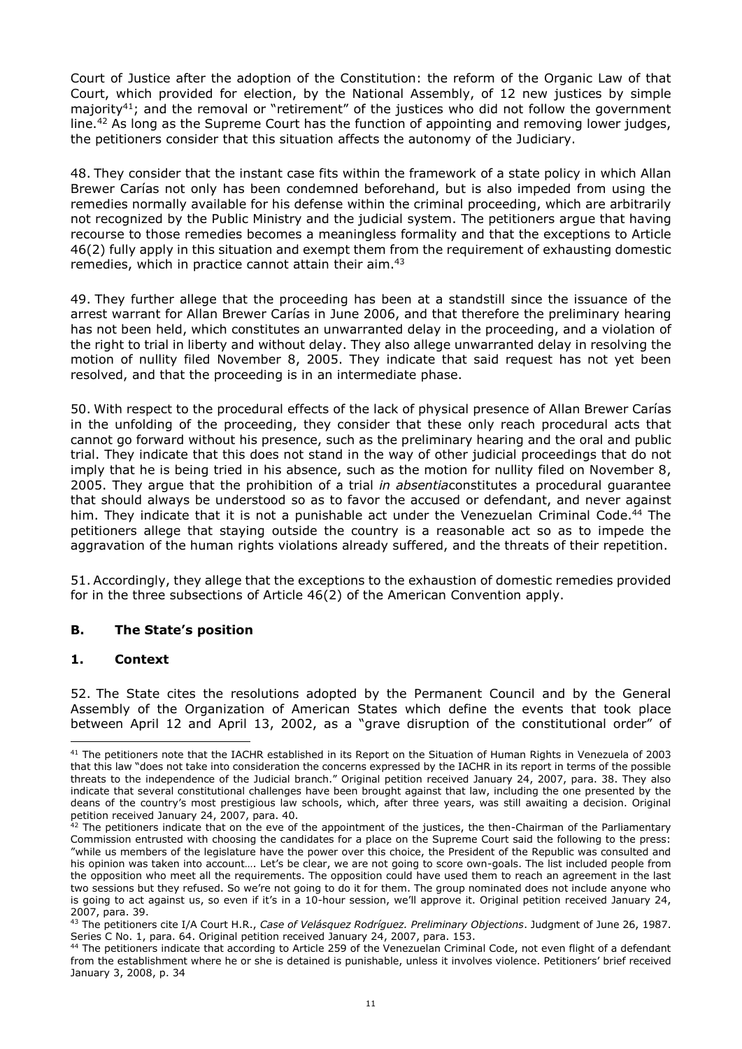Court of Justice after the adoption of the Constitution: the reform of the Organic Law of that Court, which provided for election, by the National Assembly, of 12 new justices by simple majority[41]; and the removal or "retirement" of the justices who did not follow the government line.[42] As long as the Supreme Court has the function of appointing and removing lower judges, the petitioners consider that this situation affects the autonomy of the Judiciary.

48. They consider that the instant case fits within the framework of a state policy in which Allan Brewer Carías not only has been condemned beforehand, but is also impeded from using the remedies normally available for his defense within the criminal proceeding, which are arbitrarily not recognized by the Public Ministry and the judicial system. The petitioners argue that having recourse to those remedies becomes a meaningless formality and that the exceptions to Article 46(2) fully apply in this situation and exempt them from the requirement of exhausting domestic remedies, which in practice cannot attain their aim.[43]

49. They further allege that the proceeding has been at a standstill since the issuance of the arrest warrant for Allan Brewer Carías in June 2006, and that therefore the preliminary hearing has not been held, which constitutes an unwarranted delay in the proceeding, and a violation of the right to trial in liberty and without delay. They also allege unwarranted delay in resolving the motion of nullity filed November 8, 2005. They indicate that said request has not yet been resolved, and that the proceeding is in an intermediate phase.

50. With respect to the procedural effects of the lack of physical presence of Allan Brewer Carías in the unfolding of the proceeding, they consider that these only reach procedural acts that cannot go forward without his presence, such as the preliminary hearing and the oral and public trial. They indicate that this does not stand in the way of other judicial proceedings that do not imply that he is being tried in his absence, such as the motion for nullity filed on November 8, 2005. They argue that the prohibition of a trial *in absentia*constitutes a procedural guarantee that should always be understood so as to favor the accused or defendant, and never against him. They indicate that it is not a punishable act under the Venezuelan Criminal Code.[44] The petitioners allege that staying outside the country is a reasonable act so as to impede the aggravation of the human rights violations already suffered, and the threats of their repetition.

51. Accordingly, they allege that the exceptions to the exhaustion of domestic remedies provided for in the three subsections of Article 46(2) of the American Convention apply.

## B. The State's position

### 1. Context

52. The State cites the resolutions adopted by the Permanent Council and by the General Assembly of the Organization of American States which define the events that took place between April 12 and April 13, 2002, as a "grave disruption of the constitutional order" of

---

[41] The petitioners note that the IACHR established in its Report on the Situation of Human Rights in Venezuela of 2003 that this law "does not take into consideration the concerns expressed by the IACHR in its report in terms of the possible threats to the independence of the Judicial branch." Original petition received January 24, 2007, para. 38. They also indicate that several constitutional challenges have been brought against that law, including the one presented by the deans of the country's most prestigious law schools, which, after three years, was still awaiting a decision. Original petition received January 24, 2007, para. 40.

[42] The petitioners indicate that on the eve of the appointment of the justices, the then-Chairman of the Parliamentary Commission entrusted with choosing the candidates for a place on the Supreme Court said the following to the press: "while us members of the legislature have the power over this choice, the President of the Republic was consulted and his opinion was taken into account…. Let's be clear, we are not going to score own-goals. The list included people from the opposition who meet all the requirements. The opposition could have used them to reach an agreement in the last two sessions but they refused. So we're not going to do it for them. The group nominated does not include anyone who is going to act against us, so even if it's in a 10-hour session, we'll approve it. Original petition received January 24, 2007, para. 39.

[43] The petitioners cite I/A Court H.R., *Case of Velásquez Rodríguez. Preliminary Objections*. Judgment of June 26, 1987. Series C No. 1, para. 64. Original petition received January 24, 2007, para. 153.

[44] The petitioners indicate that according to Article 259 of the Venezuelan Criminal Code, not even flight of a defendant from the establishment where he or she is detained is punishable, unless it involves violence. Petitioners' brief received January 3, 2008, p. 34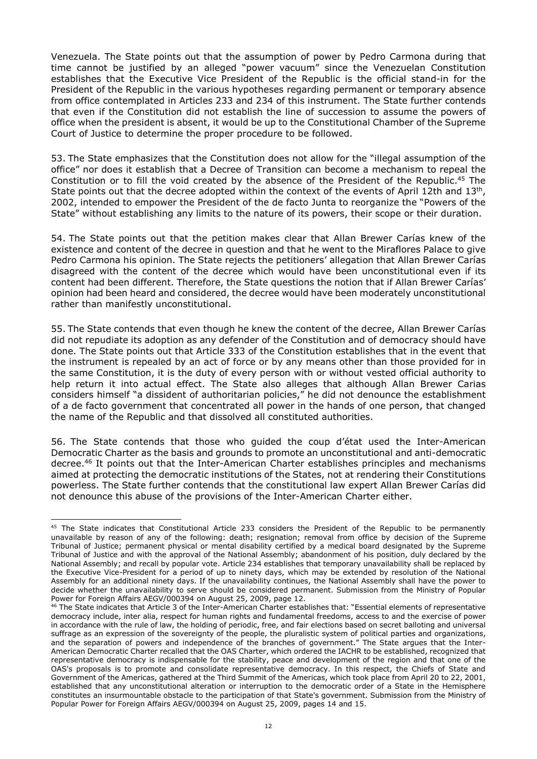Venezuela. The State points out that the assumption of power by Pedro Carmona during that time cannot be justified by an alleged "power vacuum" since the Venezuelan Constitution establishes that the Executive Vice President of the Republic is the official stand-in for the President of the Republic in the various hypotheses regarding permanent or temporary absence from office contemplated in Articles 233 and 234 of this instrument. The State further contends that even if the Constitution did not establish the line of succession to assume the powers of office when the president is absent, it would be up to the Constitutional Chamber of the Supreme Court of Justice to determine the proper procedure to be followed.

53. The State emphasizes that the Constitution does not allow for the "illegal assumption of the office" nor does it establish that a Decree of Transition can become a mechanism to repeal the Constitution or to fill the void created by the absence of the President of the Republic.[45] The State points out that the decree adopted within the context of the events of April 12th and 13th, 2002, intended to empower the President of the de facto Junta to reorganize the "Powers of the State" without establishing any limits to the nature of its powers, their scope or their duration.

54. The State points out that the petition makes clear that Allan Brewer Carías knew of the existence and content of the decree in question and that he went to the Miraflores Palace to give Pedro Carmona his opinion. The State rejects the petitioners' allegation that Allan Brewer Carías disagreed with the content of the decree which would have been unconstitutional even if its content had been different. Therefore, the State questions the notion that if Allan Brewer Carías' opinion had been heard and considered, the decree would have been moderately unconstitutional rather than manifestly unconstitutional.

55. The State contends that even though he knew the content of the decree, Allan Brewer Carías did not repudiate its adoption as any defender of the Constitution and of democracy should have done. The State points out that Article 333 of the Constitution establishes that in the event that the instrument is repealed by an act of force or by any means other than those provided for in the same Constitution, it is the duty of every person with or without vested official authority to help return it into actual effect. The State also alleges that although Allan Brewer Carias considers himself "a dissident of authoritarian policies," he did not denounce the establishment of a de facto government that concentrated all power in the hands of one person, that changed the name of the Republic and that dissolved all constituted authorities.

56. The State contends that those who guided the coup d'état used the Inter-American Democratic Charter as the basis and grounds to promote an unconstitutional and anti-democratic decree.[46] It points out that the Inter-American Charter establishes principles and mechanisms aimed at protecting the democratic institutions of the States, not at rendering their Constitutions powerless. The State further contends that the constitutional law expert Allan Brewer Carías did not denounce this abuse of the provisions of the Inter-American Charter either.

---

[45] The State indicates that Constitutional Article 233 considers the President of the Republic to be permanently unavailable by reason of any of the following: death; resignation; removal from office by decision of the Supreme Tribunal of Justice; permanent physical or mental disability certified by a medical board designated by the Supreme Tribunal of Justice and with the approval of the National Assembly; abandonment of his position, duly declared by the National Assembly; and recall by popular vote. Article 234 establishes that temporary unavailability shall be replaced by the Executive Vice-President for a period of up to ninety days, which may be extended by resolution of the National Assembly for an additional ninety days. If the unavailability continues, the National Assembly shall have the power to decide whether the unavailability to serve should be considered permanent. Submission from the Ministry of Popular Power for Foreign Affairs AEGV/000394 on August 25, 2009, page 12.

[46] The State indicates that Article 3 of the Inter-American Charter establishes that: "Essential elements of representative democracy include, inter alia, respect for human rights and fundamental freedoms, access to and the exercise of power in accordance with the rule of law, the holding of periodic, free, and fair elections based on secret balloting and universal suffrage as an expression of the sovereignty of the people, the pluralistic system of political parties and organizations, and the separation of powers and independence of the branches of government." The State argues that the Inter-American Democratic Charter recalled that the OAS Charter, which ordered the IACHR to be established, recognized that representative democracy is indispensable for the stability, peace and development of the region and that one of the OAS's proposals is to promote and consolidate representative democracy. In this respect, the Chiefs of State and Government of the Americas, gathered at the Third Summit of the Americas, which took place from April 20 to 22, 2001, established that any unconstitutional alteration or interruption to the democratic order of a State in the Hemisphere constitutes an insurmountable obstacle to the participation of that State's government. Submission from the Ministry of Popular Power for Foreign Affairs AEGV/000394 on August 25, 2009, pages 14 and 15.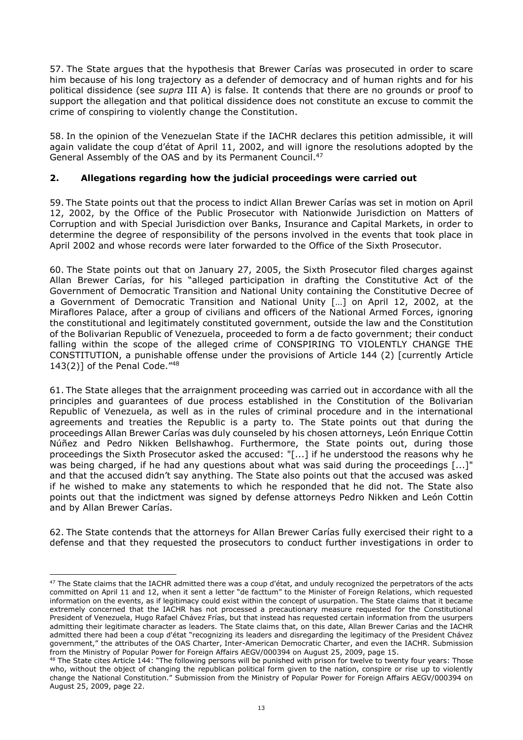57. The State argues that the hypothesis that Brewer Carías was prosecuted in order to scare him because of his long trajectory as a defender of democracy and of human rights and for his political dissidence (see *supra* III A) is false. It contends that there are no grounds or proof to support the allegation and that political dissidence does not constitute an excuse to commit the crime of conspiring to violently change the Constitution.

58. In the opinion of the Venezuelan State if the IACHR declares this petition admissible, it will again validate the coup d'état of April 11, 2002, and will ignore the resolutions adopted by the General Assembly of the OAS and by its Permanent Council.[47]

## 2. Allegations regarding how the judicial proceedings were carried out

59. The State points out that the process to indict Allan Brewer Carías was set in motion on April 12, 2002, by the Office of the Public Prosecutor with Nationwide Jurisdiction on Matters of Corruption and with Special Jurisdiction over Banks, Insurance and Capital Markets, in order to determine the degree of responsibility of the persons involved in the events that took place in April 2002 and whose records were later forwarded to the Office of the Sixth Prosecutor.

60. The State points out that on January 27, 2005, the Sixth Prosecutor filed charges against Allan Brewer Carías, for his "alleged participation in drafting the Constitutive Act of the Government of Democratic Transition and National Unity containing the Constitutive Decree of a Government of Democratic Transition and National Unity […] on April 12, 2002, at the Miraflores Palace, after a group of civilians and officers of the National Armed Forces, ignoring the constitutional and legitimately constituted government, outside the law and the Constitution of the Bolivarian Republic of Venezuela, proceeded to form a de facto government; their conduct falling within the scope of the alleged crime of CONSPIRING TO VIOLENTLY CHANGE THE CONSTITUTION, a punishable offense under the provisions of Article 144 (2) [currently Article 143(2)] of the Penal Code."[48]

61. The State alleges that the arraignment proceeding was carried out in accordance with all the principles and guarantees of due process established in the Constitution of the Bolivarian Republic of Venezuela, as well as in the rules of criminal procedure and in the international agreements and treaties the Republic is a party to. The State points out that during the proceedings Allan Brewer Carías was duly counseled by his chosen attorneys, León Enrique Cottin Núñez and Pedro Nikken Bellshawhog. Furthermore, the State points out, during those proceedings the Sixth Prosecutor asked the accused: "[...] if he understood the reasons why he was being charged, if he had any questions about what was said during the proceedings [...]" and that the accused didn't say anything. The State also points out that the accused was asked if he wished to make any statements to which he responded that he did not. The State also points out that the indictment was signed by defense attorneys Pedro Nikken and León Cottin and by Allan Brewer Carías.

62. The State contends that the attorneys for Allan Brewer Carías fully exercised their right to a defense and that they requested the prosecutors to conduct further investigations in order to

---

[47] The State claims that the IACHR admitted there was a coup d'état, and unduly recognized the perpetrators of the acts committed on April 11 and 12, when it sent a letter "de facttum" to the Minister of Foreign Relations, which requested information on the events, as if legitimacy could exist within the concept of usurpation. The State claims that it became extremely concerned that the IACHR has not processed a precautionary measure requested for the Constitutional President of Venezuela, Hugo Rafael Chávez Frías, but that instead has requested certain information from the usurpers admitting their legitimate character as leaders. The State claims that, on this date, Allan Brewer Carias and the IACHR admitted there had been a coup d'état "recognizing its leaders and disregarding the legitimacy of the President Chávez government," the attributes of the OAS Charter, Inter-American Democratic Charter, and even the IACHR. Submission from the Ministry of Popular Power for Foreign Affairs AEGV/000394 on August 25, 2009, page 15.

[48] The State cites Article 144: "The following persons will be punished with prison for twelve to twenty four years: Those who, without the object of changing the republican political form given to the nation, conspire or rise up to violently change the National Constitution." Submission from the Ministry of Popular Power for Foreign Affairs AEGV/000394 on August 25, 2009, page 22.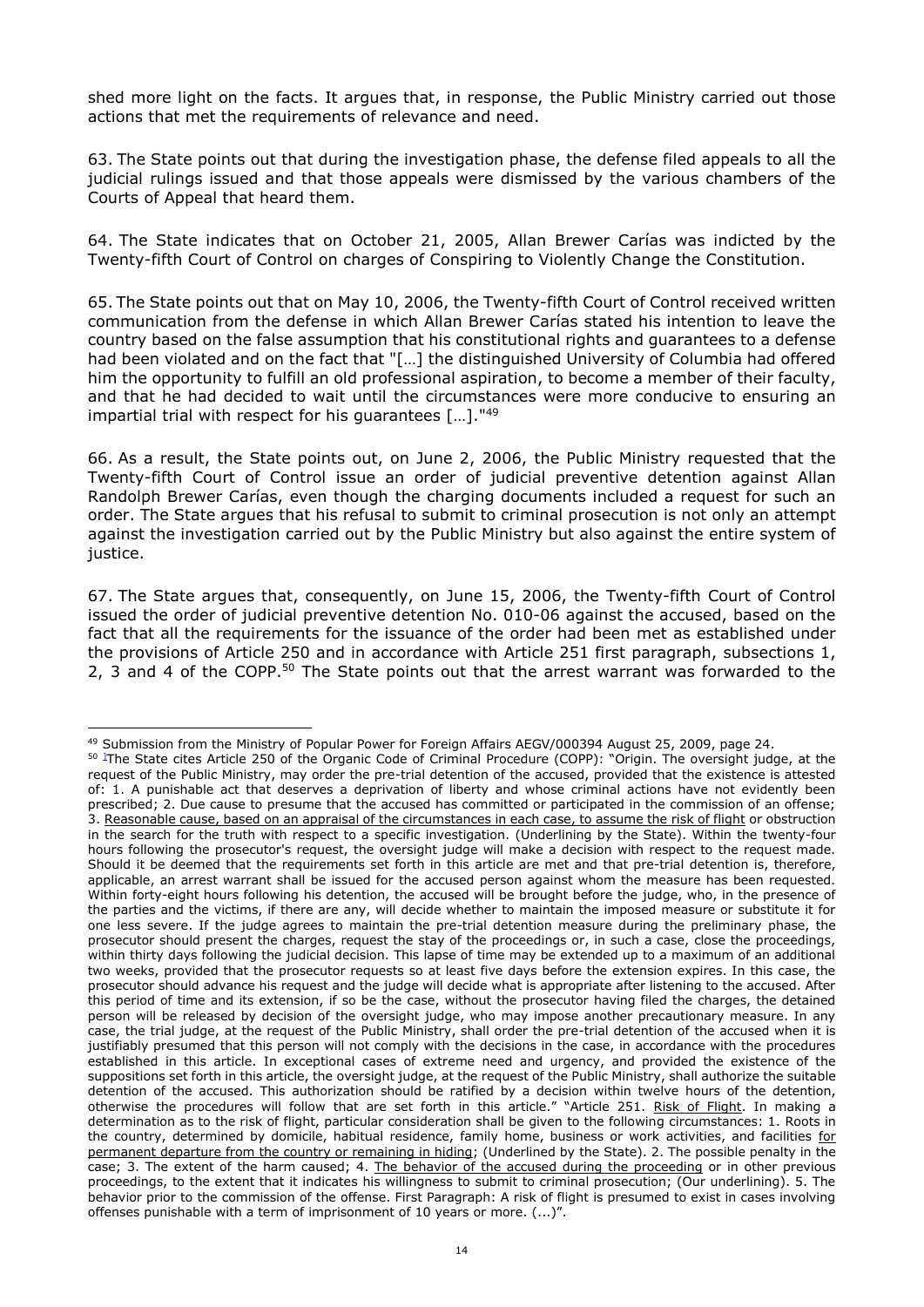shed more light on the facts. It argues that, in response, the Public Ministry carried out those actions that met the requirements of relevance and need.

63. The State points out that during the investigation phase, the defense filed appeals to all the judicial rulings issued and that those appeals were dismissed by the various chambers of the Courts of Appeal that heard them.

64. The State indicates that on October 21, 2005, Allan Brewer Carías was indicted by the Twenty-fifth Court of Control on charges of Conspiring to Violently Change the Constitution.

65. The State points out that on May 10, 2006, the Twenty-fifth Court of Control received written communication from the defense in which Allan Brewer Carías stated his intention to leave the country based on the false assumption that his constitutional rights and guarantees to a defense had been violated and on the fact that "[…] the distinguished University of Columbia had offered him the opportunity to fulfill an old professional aspiration, to become a member of their faculty, and that he had decided to wait until the circumstances were more conducive to ensuring an impartial trial with respect for his guarantees […]."[49]

66. As a result, the State points out, on June 2, 2006, the Public Ministry requested that the Twenty-fifth Court of Control issue an order of judicial preventive detention against Allan Randolph Brewer Carías, even though the charging documents included a request for such an order. The State argues that his refusal to submit to criminal prosecution is not only an attempt against the investigation carried out by the Public Ministry but also against the entire system of justice.

67. The State argues that, consequently, on June 15, 2006, the Twenty-fifth Court of Control issued the order of judicial preventive detention No. 010-06 against the accused, based on the fact that all the requirements for the issuance of the order had been met as established under the provisions of Article 250 and in accordance with Article 251 first paragraph, subsections 1, 2, 3 and 4 of the COPP.[50] The State points out that the arrest warrant was forwarded to the

---

[49] Submission from the Ministry of Popular Power for Foreign Affairs AEGV/000394 August 25, 2009, page 24.

[50] The State cites Article 250 of the Organic Code of Criminal Procedure (COPP): "Origin. The oversight judge, at the request of the Public Ministry, may order the pre-trial detention of the accused, provided that the existence is attested of: 1. A punishable act that deserves a deprivation of liberty and whose criminal actions have not evidently been prescribed; 2. Due cause to presume that the accused has committed or participated in the commission of an offense; 3. <u>Reasonable cause, based on an appraisal of the circumstances in each case, to assume the risk of flight</u> or obstruction in the search for the truth with respect to a specific investigation. (Underlining by the State). Within the twenty-four hours following the prosecutor's request, the oversight judge will make a decision with respect to the request made. Should it be deemed that the requirements set forth in this article are met and that pre-trial detention is, therefore, applicable, an arrest warrant shall be issued for the accused person against whom the measure has been requested. Within forty-eight hours following his detention, the accused will be brought before the judge, who, in the presence of the parties and the victims, if there are any, will decide whether to maintain the imposed measure or substitute it for one less severe. If the judge agrees to maintain the pre-trial detention measure during the preliminary phase, the prosecutor should present the charges, request the stay of the proceedings or, in such a case, close the proceedings, within thirty days following the judicial decision. This lapse of time may be extended up to a maximum of an additional two weeks, provided that the prosecutor requests so at least five days before the extension expires. In this case, the prosecutor should advance his request and the judge will decide what is appropriate after listening to the accused. After this period of time and its extension, if so be the case, without the prosecutor having filed the charges, the detained person will be released by decision of the oversight judge, who may impose another precautionary measure. In any case, the trial judge, at the request of the Public Ministry, shall order the pre-trial detention of the accused when it is justifiably presumed that this person will not comply with the decisions in the case, in accordance with the procedures established in this article. In exceptional cases of extreme need and urgency, and provided the existence of the suppositions set forth in this article, the oversight judge, at the request of the Public Ministry, shall authorize the suitable detention of the accused. This authorization should be ratified by a decision within twelve hours of the detention, otherwise the procedures will follow that are set forth in this article." "Article 251. <u>Risk of Flight</u>. In making a determination as to the risk of flight, particular consideration shall be given to the following circumstances: 1. Roots in the country, determined by domicile, habitual residence, family home, business or work activities, and facilities <u>for permanent departure from the country or remaining in hiding</u>; (Underlined by the State). 2. The possible penalty in the case; 3. The extent of the harm caused; 4. <u>The behavior of the accused during the proceeding</u> or in other previous proceedings, to the extent that it indicates his willingness to submit to criminal prosecution; (Our underlining). 5. The behavior prior to the commission of the offense. First Paragraph: A risk of flight is presumed to exist in cases involving offenses punishable with a term of imprisonment of 10 years or more. (...)".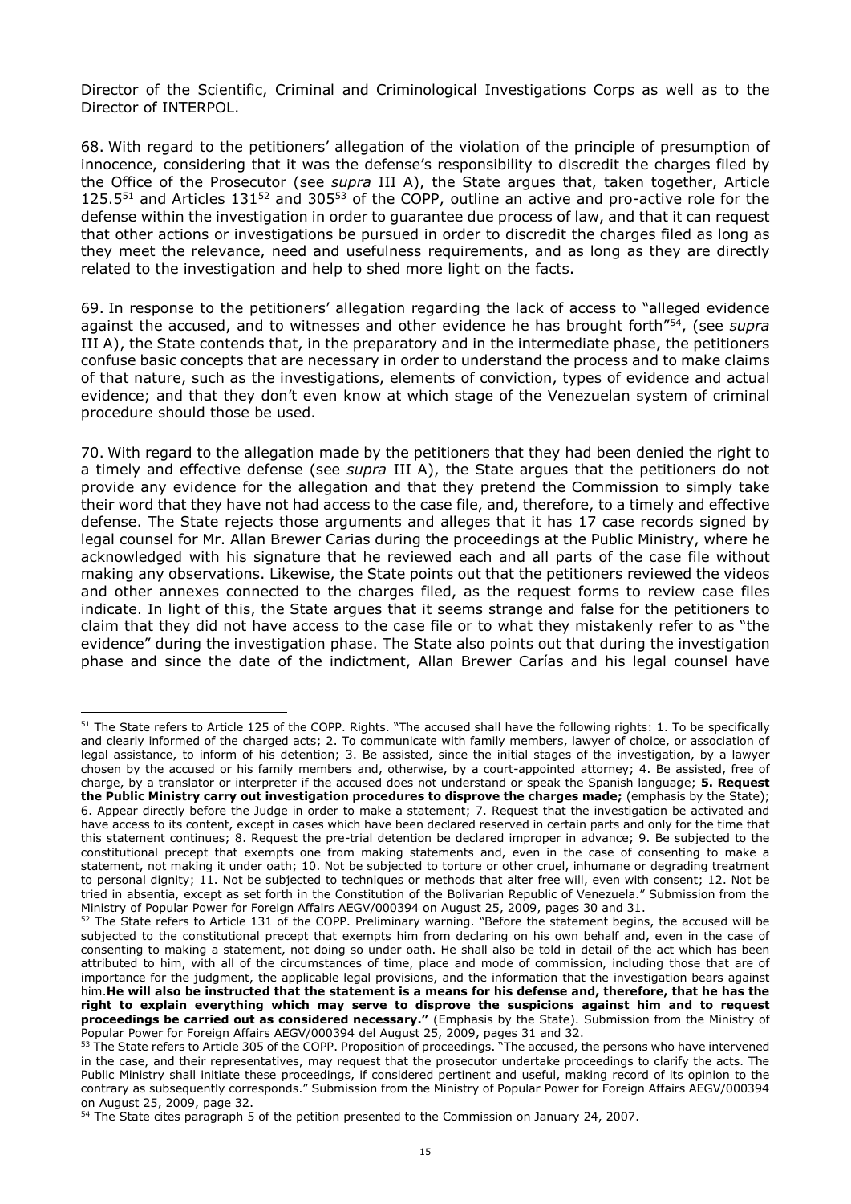Director of the Scientific, Criminal and Criminological Investigations Corps as well as to the Director of INTERPOL.

68. With regard to the petitioners' allegation of the violation of the principle of presumption of innocence, considering that it was the defense's responsibility to discredit the charges filed by the Office of the Prosecutor (see *supra* III A), the State argues that, taken together, Article 125.5[51] and Articles 131[52] and 305[53] of the COPP, outline an active and pro-active role for the defense within the investigation in order to guarantee due process of law, and that it can request that other actions or investigations be pursued in order to discredit the charges filed as long as they meet the relevance, need and usefulness requirements, and as long as they are directly related to the investigation and help to shed more light on the facts.

69. In response to the petitioners' allegation regarding the lack of access to "alleged evidence against the accused, and to witnesses and other evidence he has brought forth"[54], (see *supra* III A), the State contends that, in the preparatory and in the intermediate phase, the petitioners confuse basic concepts that are necessary in order to understand the process and to make claims of that nature, such as the investigations, elements of conviction, types of evidence and actual evidence; and that they don't even know at which stage of the Venezuelan system of criminal procedure should those be used.

70. With regard to the allegation made by the petitioners that they had been denied the right to a timely and effective defense (see *supra* III A), the State argues that the petitioners do not provide any evidence for the allegation and that they pretend the Commission to simply take their word that they have not had access to the case file, and, therefore, to a timely and effective defense. The State rejects those arguments and alleges that it has 17 case records signed by legal counsel for Mr. Allan Brewer Carias during the proceedings at the Public Ministry, where he acknowledged with his signature that he reviewed each and all parts of the case file without making any observations. Likewise, the State points out that the petitioners reviewed the videos and other annexes connected to the charges filed, as the request forms to review case files indicate. In light of this, the State argues that it seems strange and false for the petitioners to claim that they did not have access to the case file or to what they mistakenly refer to as "the evidence" during the investigation phase. The State also points out that during the investigation phase and since the date of the indictment, Allan Brewer Carías and his legal counsel have

---

[51] The State refers to Article 125 of the COPP. Rights. "The accused shall have the following rights: 1. To be specifically and clearly informed of the charged acts; 2. To communicate with family members, lawyer of choice, or association of legal assistance, to inform of his detention; 3. Be assisted, since the initial stages of the investigation, by a lawyer chosen by the accused or his family members and, otherwise, by a court-appointed attorney; 4. Be assisted, free of charge, by a translator or interpreter if the accused does not understand or speak the Spanish language; **5. Request the Public Ministry carry out investigation procedures to disprove the charges made;** (emphasis by the State); 6. Appear directly before the Judge in order to make a statement; 7. Request that the investigation be activated and have access to its content, except in cases which have been declared reserved in certain parts and only for the time that this statement continues; 8. Request the pre-trial detention be declared improper in advance; 9. Be subjected to the constitutional precept that exempts one from making statements and, even in the case of consenting to make a statement, not making it under oath; 10. Not be subjected to torture or other cruel, inhumane or degrading treatment to personal dignity; 11. Not be subjected to techniques or methods that alter free will, even with consent; 12. Not be tried in absentia, except as set forth in the Constitution of the Bolivarian Republic of Venezuela." Submission from the Ministry of Popular Power for Foreign Affairs AEGV/000394 on August 25, 2009, pages 30 and 31.

[52] The State refers to Article 131 of the COPP. Preliminary warning. "Before the statement begins, the accused will be subjected to the constitutional precept that exempts him from declaring on his own behalf and, even in the case of consenting to making a statement, not doing so under oath. He shall also be told in detail of the act which has been attributed to him, with all of the circumstances of time, place and mode of commission, including those that are of importance for the judgment, the applicable legal provisions, and the information that the investigation bears against him.**He will also be instructed that the statement is a means for his defense and, therefore, that he has the right to explain everything which may serve to disprove the suspicions against him and to request proceedings be carried out as considered necessary."** (Emphasis by the State). Submission from the Ministry of Popular Power for Foreign Affairs AEGV/000394 del August 25, 2009, pages 31 and 32.

[53] The State refers to Article 305 of the COPP. Proposition of proceedings. "The accused, the persons who have intervened in the case, and their representatives, may request that the prosecutor undertake proceedings to clarify the acts. The Public Ministry shall initiate these proceedings, if considered pertinent and useful, making record of its opinion to the contrary as subsequently corresponds." Submission from the Ministry of Popular Power for Foreign Affairs AEGV/000394 on August 25, 2009, page 32.

[54] The State cites paragraph 5 of the petition presented to the Commission on January 24, 2007.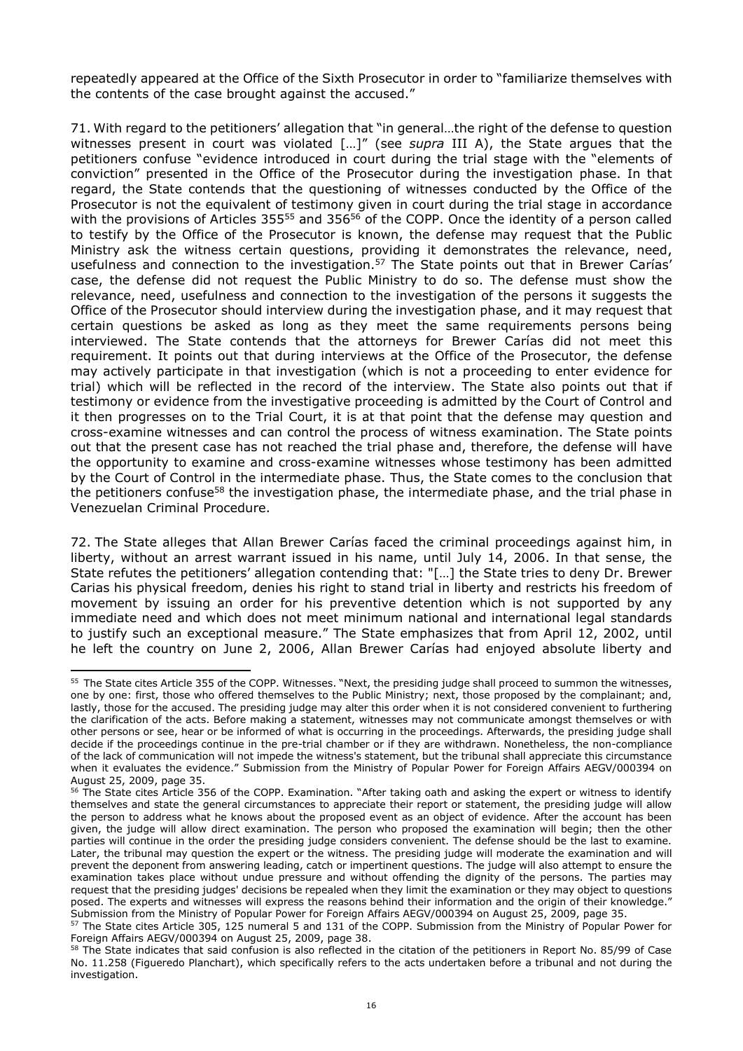repeatedly appeared at the Office of the Sixth Prosecutor in order to "familiarize themselves with the contents of the case brought against the accused."

71. With regard to the petitioners' allegation that "in general…the right of the defense to question witnesses present in court was violated […]" (see *supra* III A), the State argues that the petitioners confuse "evidence introduced in court during the trial stage with the "elements of conviction" presented in the Office of the Prosecutor during the investigation phase. In that regard, the State contends that the questioning of witnesses conducted by the Office of the Prosecutor is not the equivalent of testimony given in court during the trial stage in accordance with the provisions of Articles 355[55] and 356[56] of the COPP. Once the identity of a person called to testify by the Office of the Prosecutor is known, the defense may request that the Public Ministry ask the witness certain questions, providing it demonstrates the relevance, need, usefulness and connection to the investigation.[57] The State points out that in Brewer Carías' case, the defense did not request the Public Ministry to do so. The defense must show the relevance, need, usefulness and connection to the investigation of the persons it suggests the Office of the Prosecutor should interview during the investigation phase, and it may request that certain questions be asked as long as they meet the same requirements persons being interviewed. The State contends that the attorneys for Brewer Carías did not meet this requirement. It points out that during interviews at the Office of the Prosecutor, the defense may actively participate in that investigation (which is not a proceeding to enter evidence for trial) which will be reflected in the record of the interview. The State also points out that if testimony or evidence from the investigative proceeding is admitted by the Court of Control and it then progresses on to the Trial Court, it is at that point that the defense may question and cross-examine witnesses and can control the process of witness examination. The State points out that the present case has not reached the trial phase and, therefore, the defense will have the opportunity to examine and cross-examine witnesses whose testimony has been admitted by the Court of Control in the intermediate phase. Thus, the State comes to the conclusion that the petitioners confuse[58] the investigation phase, the intermediate phase, and the trial phase in Venezuelan Criminal Procedure.

72. The State alleges that Allan Brewer Carías faced the criminal proceedings against him, in liberty, without an arrest warrant issued in his name, until July 14, 2006. In that sense, the State refutes the petitioners' allegation contending that: "[…] the State tries to deny Dr. Brewer Carias his physical freedom, denies his right to stand trial in liberty and restricts his freedom of movement by issuing an order for his preventive detention which is not supported by any immediate need and which does not meet minimum national and international legal standards to justify such an exceptional measure." The State emphasizes that from April 12, 2002, until he left the country on June 2, 2006, Allan Brewer Carías had enjoyed absolute liberty and

---

[55] The State cites Article 355 of the COPP. Witnesses. "Next, the presiding judge shall proceed to summon the witnesses, one by one: first, those who offered themselves to the Public Ministry; next, those proposed by the complainant; and, lastly, those for the accused. The presiding judge may alter this order when it is not considered convenient to furthering the clarification of the acts. Before making a statement, witnesses may not communicate amongst themselves or with other persons or see, hear or be informed of what is occurring in the proceedings. Afterwards, the presiding judge shall decide if the proceedings continue in the pre-trial chamber or if they are withdrawn. Nonetheless, the non-compliance of the lack of communication will not impede the witness's statement, but the tribunal shall appreciate this circumstance when it evaluates the evidence." Submission from the Ministry of Popular Power for Foreign Affairs AEGV/000394 on August 25, 2009, page 35.

[56] The State cites Article 356 of the COPP. Examination. "After taking oath and asking the expert or witness to identify themselves and state the general circumstances to appreciate their report or statement, the presiding judge will allow the person to address what he knows about the proposed event as an object of evidence. After the account has been given, the judge will allow direct examination. The person who proposed the examination will begin; then the other parties will continue in the order the presiding judge considers convenient. The defense should be the last to examine. Later, the tribunal may question the expert or the witness. The presiding judge will moderate the examination and will prevent the deponent from answering leading, catch or impertinent questions. The judge will also attempt to ensure the examination takes place without undue pressure and without offending the dignity of the persons. The parties may request that the presiding judges' decisions be repealed when they limit the examination or they may object to questions posed. The experts and witnesses will express the reasons behind their information and the origin of their knowledge." Submission from the Ministry of Popular Power for Foreign Affairs AEGV/000394 on August 25, 2009, page 35.

[57] The State cites Article 305, 125 numeral 5 and 131 of the COPP. Submission from the Ministry of Popular Power for Foreign Affairs AEGV/000394 on August 25, 2009, page 38.

[58] The State indicates that said confusion is also reflected in the citation of the petitioners in Report No. 85/99 of Case No. 11.258 (Figueredo Planchart), which specifically refers to the acts undertaken before a tribunal and not during the investigation.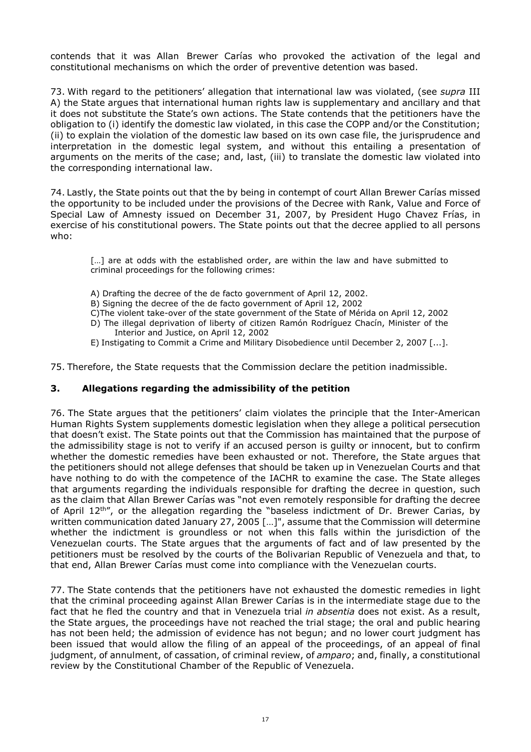contends that it was Allan Brewer Carías who provoked the activation of the legal and constitutional mechanisms on which the order of preventive detention was based.

73. With regard to the petitioners' allegation that international law was violated, (see *supra* III A) the State argues that international human rights law is supplementary and ancillary and that it does not substitute the State's own actions. The State contends that the petitioners have the obligation to (i) identify the domestic law violated, in this case the COPP and/or the Constitution; (ii) to explain the violation of the domestic law based on its own case file, the jurisprudence and interpretation in the domestic legal system, and without this entailing a presentation of arguments on the merits of the case; and, last, (iii) to translate the domestic law violated into the corresponding international law.

74. Lastly, the State points out that the by being in contempt of court Allan Brewer Carías missed the opportunity to be included under the provisions of the Decree with Rank, Value and Force of Special Law of Amnesty issued on December 31, 2007, by President Hugo Chavez Frías, in exercise of his constitutional powers. The State points out that the decree applied to all persons who:

> […] are at odds with the established order, are within the law and have submitted to criminal proceedings for the following crimes:
>
> A) Drafting the decree of the de facto government of April 12, 2002.
> B) Signing the decree of the de facto government of April 12, 2002
> C)The violent take-over of the state government of the State of Mérida on April 12, 2002
> D) The illegal deprivation of liberty of citizen Ramón Rodríguez Chacín, Minister of the Interior and Justice, on April 12, 2002
> E) Instigating to Commit a Crime and Military Disobedience until December 2, 2007 [...].

75. Therefore, the State requests that the Commission declare the petition inadmissible.

### 3. Allegations regarding the admissibility of the petition

76. The State argues that the petitioners' claim violates the principle that the Inter-American Human Rights System supplements domestic legislation when they allege a political persecution that doesn't exist. The State points out that the Commission has maintained that the purpose of the admissibility stage is not to verify if an accused person is guilty or innocent, but to confirm whether the domestic remedies have been exhausted or not. Therefore, the State argues that the petitioners should not allege defenses that should be taken up in Venezuelan Courts and that have nothing to do with the competence of the IACHR to examine the case. The State alleges that arguments regarding the individuals responsible for drafting the decree in question, such as the claim that Allan Brewer Carías was "not even remotely responsible for drafting the decree of April 12th", or the allegation regarding the "baseless indictment of Dr. Brewer Carias, by written communication dated January 27, 2005 […]", assume that the Commission will determine whether the indictment is groundless or not when this falls within the jurisdiction of the Venezuelan courts. The State argues that the arguments of fact and of law presented by the petitioners must be resolved by the courts of the Bolivarian Republic of Venezuela and that, to that end, Allan Brewer Carías must come into compliance with the Venezuelan courts.

77. The State contends that the petitioners have not exhausted the domestic remedies in light that the criminal proceeding against Allan Brewer Carías is in the intermediate stage due to the fact that he fled the country and that in Venezuela trial *in absentia* does not exist. As a result, the State argues, the proceedings have not reached the trial stage; the oral and public hearing has not been held; the admission of evidence has not begun; and no lower court judgment has been issued that would allow the filing of an appeal of the proceedings, of an appeal of final judgment, of annulment, of cassation, of criminal review, of *amparo*; and, finally, a constitutional review by the Constitutional Chamber of the Republic of Venezuela.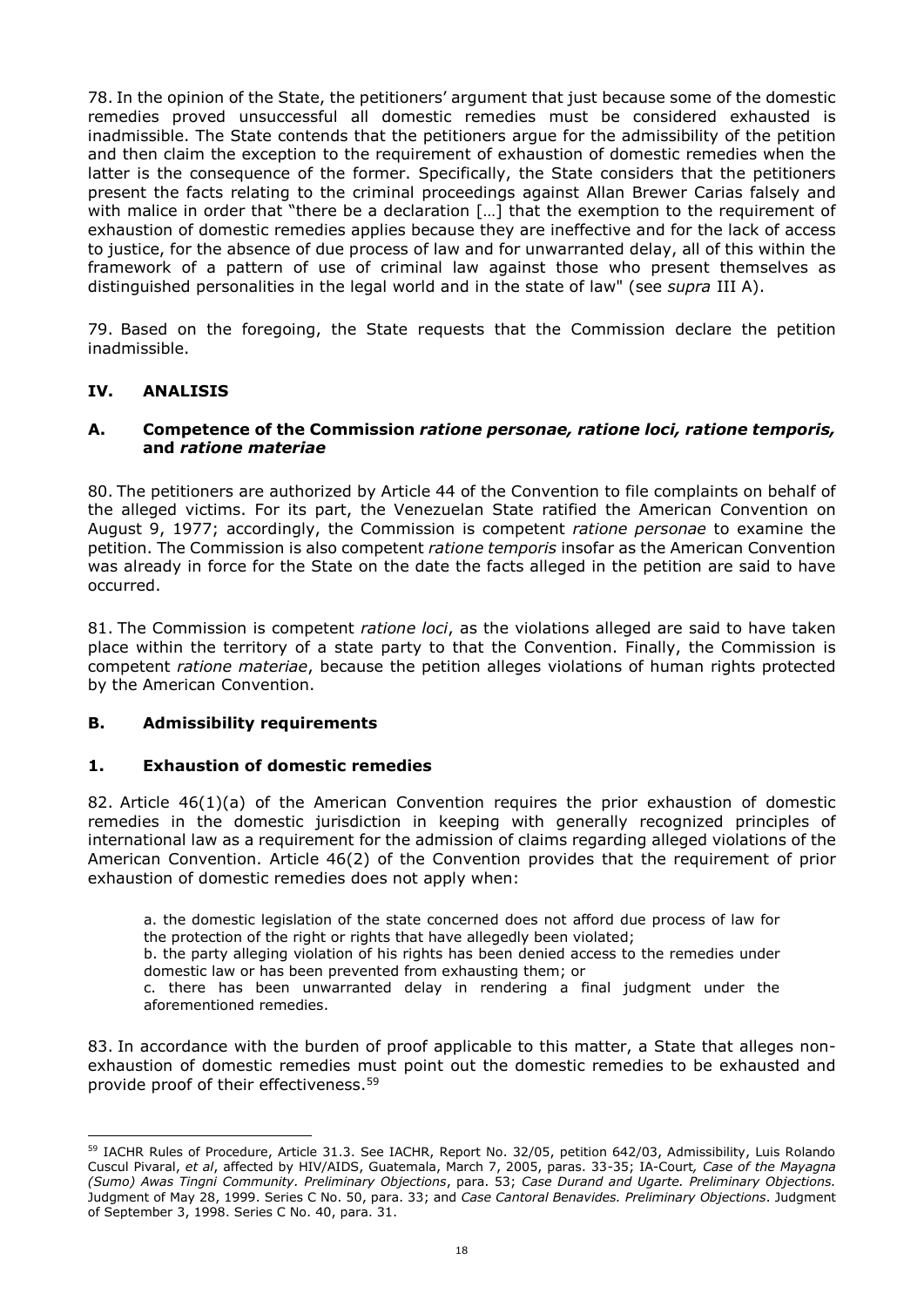78. In the opinion of the State, the petitioners' argument that just because some of the domestic remedies proved unsuccessful all domestic remedies must be considered exhausted is inadmissible. The State contends that the petitioners argue for the admissibility of the petition and then claim the exception to the requirement of exhaustion of domestic remedies when the latter is the consequence of the former. Specifically, the State considers that the petitioners present the facts relating to the criminal proceedings against Allan Brewer Carias falsely and with malice in order that "there be a declaration […] that the exemption to the requirement of exhaustion of domestic remedies applies because they are ineffective and for the lack of access to justice, for the absence of due process of law and for unwarranted delay, all of this within the framework of a pattern of use of criminal law against those who present themselves as distinguished personalities in the legal world and in the state of law" (see *supra* III A).

79. Based on the foregoing, the State requests that the Commission declare the petition inadmissible.

## IV. ANALISIS

### A. Competence of the Commission *ratione personae, ratione loci, ratione temporis,* and *ratione materiae*

80. The petitioners are authorized by Article 44 of the Convention to file complaints on behalf of the alleged victims. For its part, the Venezuelan State ratified the American Convention on August 9, 1977; accordingly, the Commission is competent *ratione personae* to examine the petition. The Commission is also competent *ratione temporis* insofar as the American Convention was already in force for the State on the date the facts alleged in the petition are said to have occurred.

81. The Commission is competent *ratione loci*, as the violations alleged are said to have taken place within the territory of a state party to that the Convention. Finally, the Commission is competent *ratione materiae*, because the petition alleges violations of human rights protected by the American Convention.

### B. Admissibility requirements

### 1. Exhaustion of domestic remedies

82. Article 46(1)(a) of the American Convention requires the prior exhaustion of domestic remedies in the domestic jurisdiction in keeping with generally recognized principles of international law as a requirement for the admission of claims regarding alleged violations of the American Convention. Article 46(2) of the Convention provides that the requirement of prior exhaustion of domestic remedies does not apply when:

> a. the domestic legislation of the state concerned does not afford due process of law for the protection of the right or rights that have allegedly been violated;
> b. the party alleging violation of his rights has been denied access to the remedies under domestic law or has been prevented from exhausting them; or
> c. there has been unwarranted delay in rendering a final judgment under the aforementioned remedies.

83. In accordance with the burden of proof applicable to this matter, a State that alleges non-exhaustion of domestic remedies must point out the domestic remedies to be exhausted and provide proof of their effectiveness.[59]

---

[59] IACHR Rules of Procedure, Article 31.3. See IACHR, Report No. 32/05, petition 642/03, Admissibility, Luis Rolando Cuscul Pivaral, *et al*, affected by HIV/AIDS, Guatemala, March 7, 2005, paras. 33-35; IA-Court, *Case of the Mayagna (Sumo) Awas Tingni Community. Preliminary Objections*, para. 53; *Case Durand and Ugarte. Preliminary Objections.* Judgment of May 28, 1999. Series C No. 50, para. 33; and *Case Cantoral Benavides. Preliminary Objections*. Judgment of September 3, 1998. Series C No. 40, para. 31.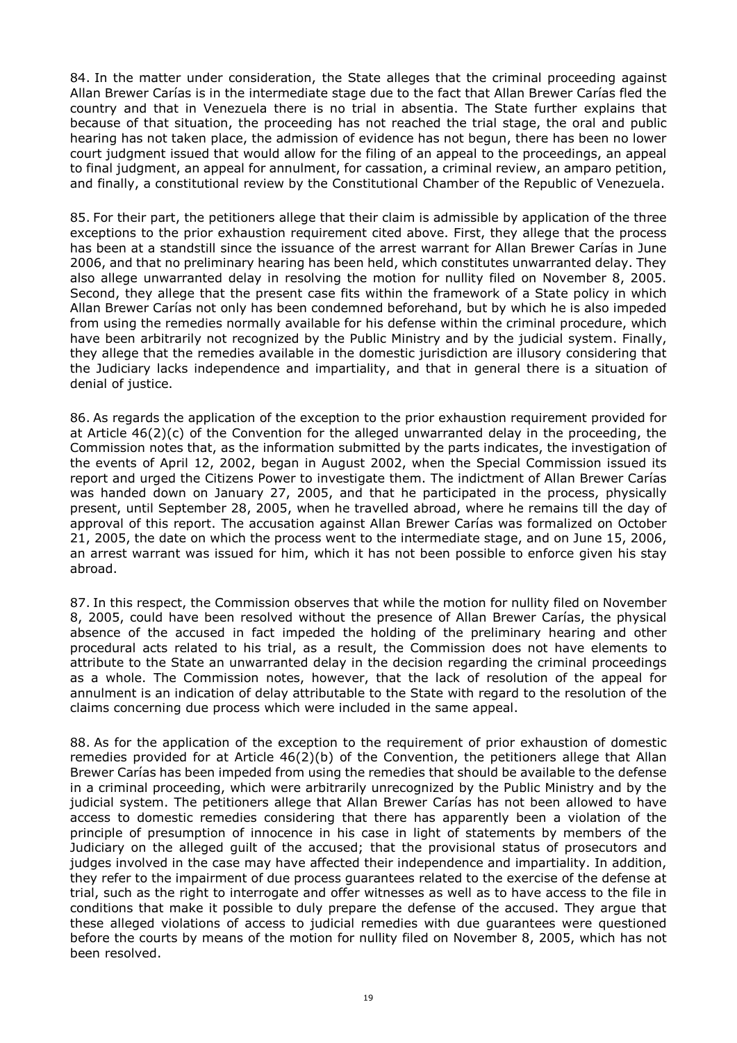84. In the matter under consideration, the State alleges that the criminal proceeding against Allan Brewer Carías is in the intermediate stage due to the fact that Allan Brewer Carías fled the country and that in Venezuela there is no trial in absentia. The State further explains that because of that situation, the proceeding has not reached the trial stage, the oral and public hearing has not taken place, the admission of evidence has not begun, there has been no lower court judgment issued that would allow for the filing of an appeal to the proceedings, an appeal to final judgment, an appeal for annulment, for cassation, a criminal review, an amparo petition, and finally, a constitutional review by the Constitutional Chamber of the Republic of Venezuela.

85. For their part, the petitioners allege that their claim is admissible by application of the three exceptions to the prior exhaustion requirement cited above. First, they allege that the process has been at a standstill since the issuance of the arrest warrant for Allan Brewer Carías in June 2006, and that no preliminary hearing has been held, which constitutes unwarranted delay. They also allege unwarranted delay in resolving the motion for nullity filed on November 8, 2005. Second, they allege that the present case fits within the framework of a State policy in which Allan Brewer Carías not only has been condemned beforehand, but by which he is also impeded from using the remedies normally available for his defense within the criminal procedure, which have been arbitrarily not recognized by the Public Ministry and by the judicial system. Finally, they allege that the remedies available in the domestic jurisdiction are illusory considering that the Judiciary lacks independence and impartiality, and that in general there is a situation of denial of justice.

86. As regards the application of the exception to the prior exhaustion requirement provided for at Article 46(2)(c) of the Convention for the alleged unwarranted delay in the proceeding, the Commission notes that, as the information submitted by the parts indicates, the investigation of the events of April 12, 2002, began in August 2002, when the Special Commission issued its report and urged the Citizens Power to investigate them. The indictment of Allan Brewer Carías was handed down on January 27, 2005, and that he participated in the process, physically present, until September 28, 2005, when he travelled abroad, where he remains till the day of approval of this report. The accusation against Allan Brewer Carías was formalized on October 21, 2005, the date on which the process went to the intermediate stage, and on June 15, 2006, an arrest warrant was issued for him, which it has not been possible to enforce given his stay abroad.

87. In this respect, the Commission observes that while the motion for nullity filed on November 8, 2005, could have been resolved without the presence of Allan Brewer Carías, the physical absence of the accused in fact impeded the holding of the preliminary hearing and other procedural acts related to his trial, as a result, the Commission does not have elements to attribute to the State an unwarranted delay in the decision regarding the criminal proceedings as a whole. The Commission notes, however, that the lack of resolution of the appeal for annulment is an indication of delay attributable to the State with regard to the resolution of the claims concerning due process which were included in the same appeal.

88. As for the application of the exception to the requirement of prior exhaustion of domestic remedies provided for at Article 46(2)(b) of the Convention, the petitioners allege that Allan Brewer Carías has been impeded from using the remedies that should be available to the defense in a criminal proceeding, which were arbitrarily unrecognized by the Public Ministry and by the judicial system. The petitioners allege that Allan Brewer Carías has not been allowed to have access to domestic remedies considering that there has apparently been a violation of the principle of presumption of innocence in his case in light of statements by members of the Judiciary on the alleged guilt of the accused; that the provisional status of prosecutors and judges involved in the case may have affected their independence and impartiality. In addition, they refer to the impairment of due process guarantees related to the exercise of the defense at trial, such as the right to interrogate and offer witnesses as well as to have access to the file in conditions that make it possible to duly prepare the defense of the accused. They argue that these alleged violations of access to judicial remedies with due guarantees were questioned before the courts by means of the motion for nullity filed on November 8, 2005, which has not been resolved.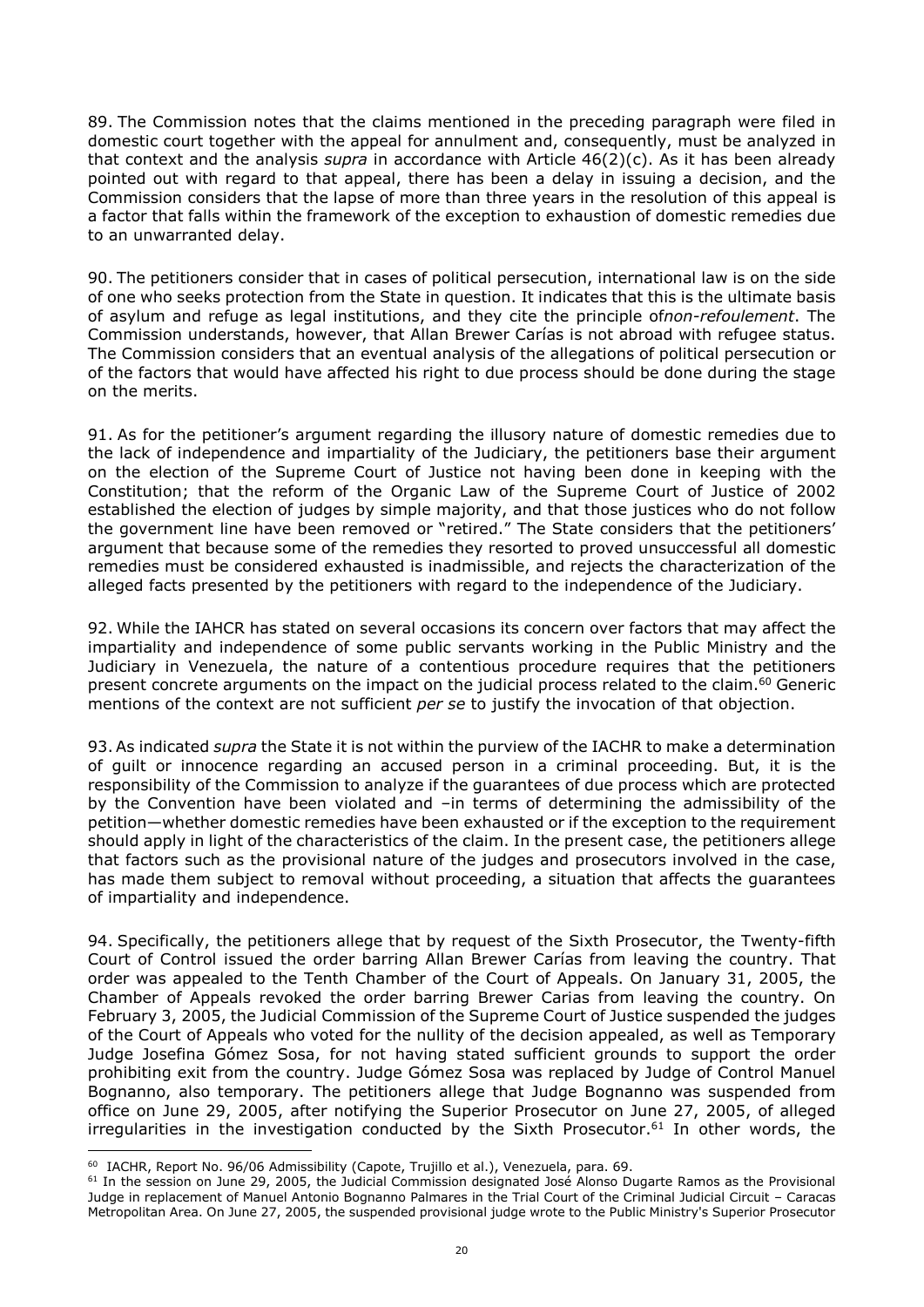89. The Commission notes that the claims mentioned in the preceding paragraph were filed in domestic court together with the appeal for annulment and, consequently, must be analyzed in that context and the analysis *supra* in accordance with Article 46(2)(c). As it has been already pointed out with regard to that appeal, there has been a delay in issuing a decision, and the Commission considers that the lapse of more than three years in the resolution of this appeal is a factor that falls within the framework of the exception to exhaustion of domestic remedies due to an unwarranted delay.

90. The petitioners consider that in cases of political persecution, international law is on the side of one who seeks protection from the State in question. It indicates that this is the ultimate basis of asylum and refuge as legal institutions, and they cite the principle of*non-refoulement*. The Commission understands, however, that Allan Brewer Carías is not abroad with refugee status. The Commission considers that an eventual analysis of the allegations of political persecution or of the factors that would have affected his right to due process should be done during the stage on the merits.

91. As for the petitioner's argument regarding the illusory nature of domestic remedies due to the lack of independence and impartiality of the Judiciary, the petitioners base their argument on the election of the Supreme Court of Justice not having been done in keeping with the Constitution; that the reform of the Organic Law of the Supreme Court of Justice of 2002 established the election of judges by simple majority, and that those justices who do not follow the government line have been removed or "retired." The State considers that the petitioners' argument that because some of the remedies they resorted to proved unsuccessful all domestic remedies must be considered exhausted is inadmissible, and rejects the characterization of the alleged facts presented by the petitioners with regard to the independence of the Judiciary.

92. While the IAHCR has stated on several occasions its concern over factors that may affect the impartiality and independence of some public servants working in the Public Ministry and the Judiciary in Venezuela, the nature of a contentious procedure requires that the petitioners present concrete arguments on the impact on the judicial process related to the claim.[60] Generic mentions of the context are not sufficient *per se* to justify the invocation of that objection.

93. As indicated *supra* the State it is not within the purview of the IACHR to make a determination of guilt or innocence regarding an accused person in a criminal proceeding. But, it is the responsibility of the Commission to analyze if the guarantees of due process which are protected by the Convention have been violated and –in terms of determining the admissibility of the petition—whether domestic remedies have been exhausted or if the exception to the requirement should apply in light of the characteristics of the claim. In the present case, the petitioners allege that factors such as the provisional nature of the judges and prosecutors involved in the case, has made them subject to removal without proceeding, a situation that affects the guarantees of impartiality and independence.

94. Specifically, the petitioners allege that by request of the Sixth Prosecutor, the Twenty-fifth Court of Control issued the order barring Allan Brewer Carías from leaving the country. That order was appealed to the Tenth Chamber of the Court of Appeals. On January 31, 2005, the Chamber of Appeals revoked the order barring Brewer Carias from leaving the country. On February 3, 2005, the Judicial Commission of the Supreme Court of Justice suspended the judges of the Court of Appeals who voted for the nullity of the decision appealed, as well as Temporary Judge Josefina Gómez Sosa, for not having stated sufficient grounds to support the order prohibiting exit from the country. Judge Gómez Sosa was replaced by Judge of Control Manuel Bognanno, also temporary. The petitioners allege that Judge Bognanno was suspended from office on June 29, 2005, after notifying the Superior Prosecutor on June 27, 2005, of alleged irregularities in the investigation conducted by the Sixth Prosecutor.[61] In other words, the

---

[60] IACHR, Report No. 96/06 Admissibility (Capote, Trujillo et al.), Venezuela, para. 69.

[61] In the session on June 29, 2005, the Judicial Commission designated José Alonso Dugarte Ramos as the Provisional Judge in replacement of Manuel Antonio Bognanno Palmares in the Trial Court of the Criminal Judicial Circuit – Caracas Metropolitan Area. On June 27, 2005, the suspended provisional judge wrote to the Public Ministry's Superior Prosecutor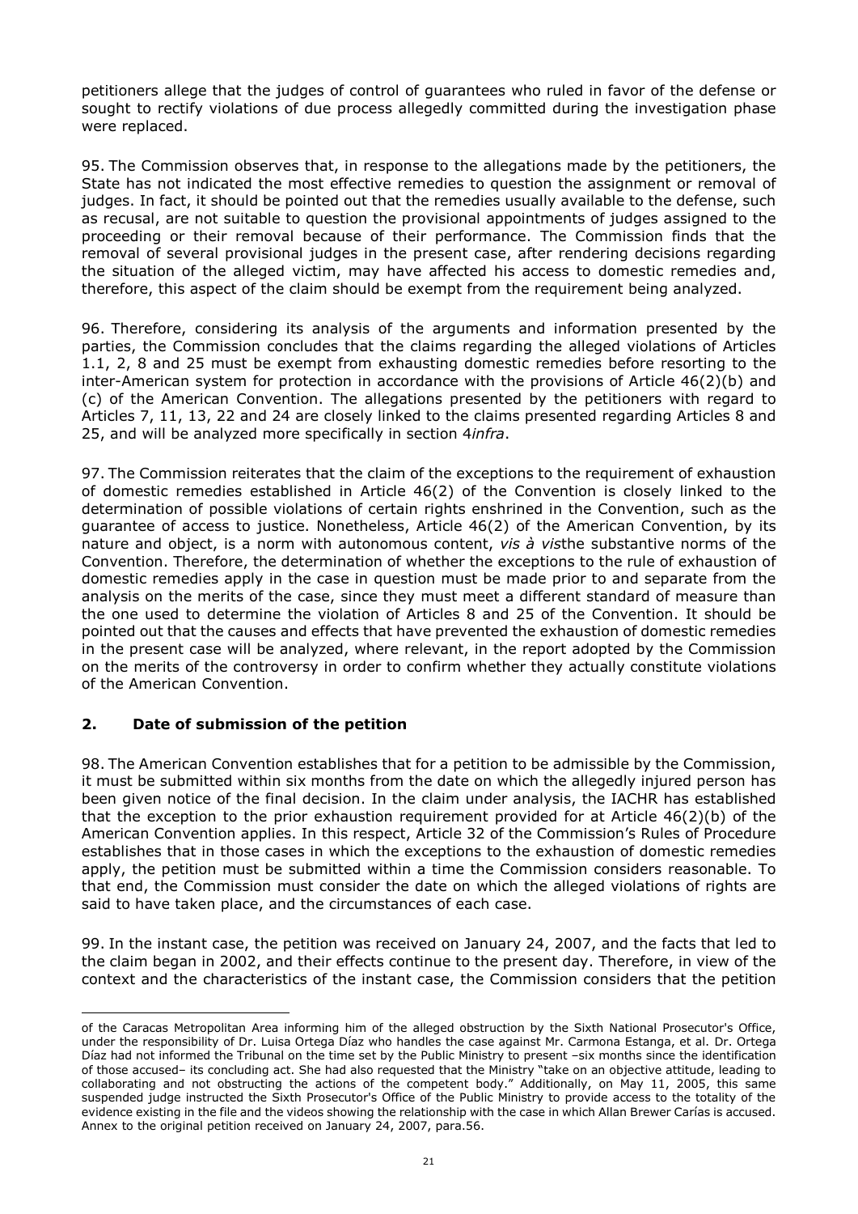petitioners allege that the judges of control of guarantees who ruled in favor of the defense or sought to rectify violations of due process allegedly committed during the investigation phase were replaced.

95. The Commission observes that, in response to the allegations made by the petitioners, the State has not indicated the most effective remedies to question the assignment or removal of judges. In fact, it should be pointed out that the remedies usually available to the defense, such as recusal, are not suitable to question the provisional appointments of judges assigned to the proceeding or their removal because of their performance. The Commission finds that the removal of several provisional judges in the present case, after rendering decisions regarding the situation of the alleged victim, may have affected his access to domestic remedies and, therefore, this aspect of the claim should be exempt from the requirement being analyzed.

96. Therefore, considering its analysis of the arguments and information presented by the parties, the Commission concludes that the claims regarding the alleged violations of Articles 1.1, 2, 8 and 25 must be exempt from exhausting domestic remedies before resorting to the inter-American system for protection in accordance with the provisions of Article 46(2)(b) and (c) of the American Convention. The allegations presented by the petitioners with regard to Articles 7, 11, 13, 22 and 24 are closely linked to the claims presented regarding Articles 8 and 25, and will be analyzed more specifically in section 4*infra*.

97. The Commission reiterates that the claim of the exceptions to the requirement of exhaustion of domestic remedies established in Article 46(2) of the Convention is closely linked to the determination of possible violations of certain rights enshrined in the Convention, such as the guarantee of access to justice. Nonetheless, Article 46(2) of the American Convention, by its nature and object, is a norm with autonomous content, *vis à vis*the substantive norms of the Convention. Therefore, the determination of whether the exceptions to the rule of exhaustion of domestic remedies apply in the case in question must be made prior to and separate from the analysis on the merits of the case, since they must meet a different standard of measure than the one used to determine the violation of Articles 8 and 25 of the Convention. It should be pointed out that the causes and effects that have prevented the exhaustion of domestic remedies in the present case will be analyzed, where relevant, in the report adopted by the Commission on the merits of the controversy in order to confirm whether they actually constitute violations of the American Convention.

## 2. Date of submission of the petition

98. The American Convention establishes that for a petition to be admissible by the Commission, it must be submitted within six months from the date on which the allegedly injured person has been given notice of the final decision. In the claim under analysis, the IACHR has established that the exception to the prior exhaustion requirement provided for at Article 46(2)(b) of the American Convention applies. In this respect, Article 32 of the Commission's Rules of Procedure establishes that in those cases in which the exceptions to the exhaustion of domestic remedies apply, the petition must be submitted within a time the Commission considers reasonable. To that end, the Commission must consider the date on which the alleged violations of rights are said to have taken place, and the circumstances of each case.

99. In the instant case, the petition was received on January 24, 2007, and the facts that led to the claim began in 2002, and their effects continue to the present day. Therefore, in view of the context and the characteristics of the instant case, the Commission considers that the petition

---

of the Caracas Metropolitan Area informing him of the alleged obstruction by the Sixth National Prosecutor's Office, under the responsibility of Dr. Luisa Ortega Díaz who handles the case against Mr. Carmona Estanga, et al. Dr. Ortega Díaz had not informed the Tribunal on the time set by the Public Ministry to present –six months since the identification of those accused– its concluding act. She had also requested that the Ministry "take on an objective attitude, leading to collaborating and not obstructing the actions of the competent body." Additionally, on May 11, 2005, this same suspended judge instructed the Sixth Prosecutor's Office of the Public Ministry to provide access to the totality of the evidence existing in the file and the videos showing the relationship with the case in which Allan Brewer Carías is accused. Annex to the original petition received on January 24, 2007, para.56.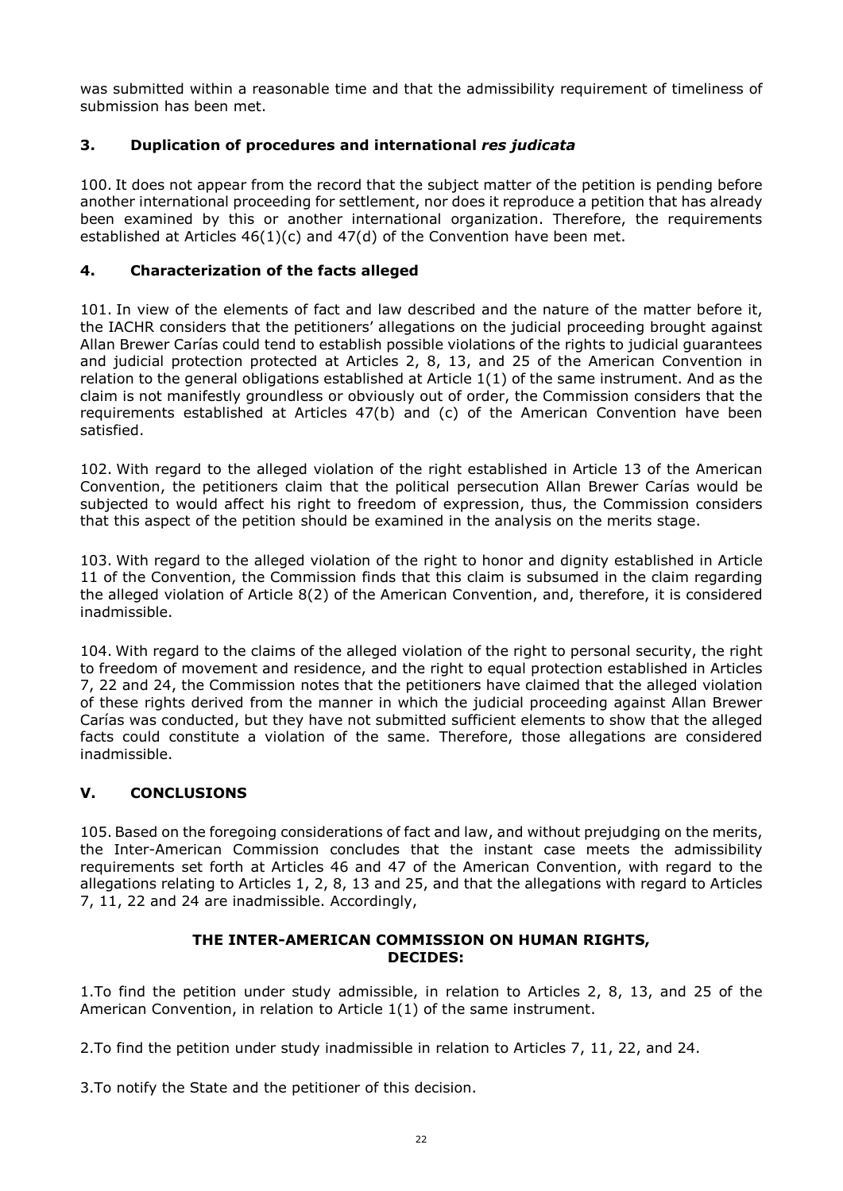was submitted within a reasonable time and that the admissibility requirement of timeliness of submission has been met.

### 3. Duplication of procedures and international *res judicata*

100. It does not appear from the record that the subject matter of the petition is pending before another international proceeding for settlement, nor does it reproduce a petition that has already been examined by this or another international organization. Therefore, the requirements established at Articles 46(1)(c) and 47(d) of the Convention have been met.

### 4. Characterization of the facts alleged

101. In view of the elements of fact and law described and the nature of the matter before it, the IACHR considers that the petitioners' allegations on the judicial proceeding brought against Allan Brewer Carías could tend to establish possible violations of the rights to judicial guarantees and judicial protection protected at Articles 2, 8, 13, and 25 of the American Convention in relation to the general obligations established at Article 1(1) of the same instrument. And as the claim is not manifestly groundless or obviously out of order, the Commission considers that the requirements established at Articles 47(b) and (c) of the American Convention have been satisfied.

102. With regard to the alleged violation of the right established in Article 13 of the American Convention, the petitioners claim that the political persecution Allan Brewer Carías would be subjected to would affect his right to freedom of expression, thus, the Commission considers that this aspect of the petition should be examined in the analysis on the merits stage.

103. With regard to the alleged violation of the right to honor and dignity established in Article 11 of the Convention, the Commission finds that this claim is subsumed in the claim regarding the alleged violation of Article 8(2) of the American Convention, and, therefore, it is considered inadmissible.

104. With regard to the claims of the alleged violation of the right to personal security, the right to freedom of movement and residence, and the right to equal protection established in Articles 7, 22 and 24, the Commission notes that the petitioners have claimed that the alleged violation of these rights derived from the manner in which the judicial proceeding against Allan Brewer Carías was conducted, but they have not submitted sufficient elements to show that the alleged facts could constitute a violation of the same. Therefore, those allegations are considered inadmissible.

## V. CONCLUSIONS

105. Based on the foregoing considerations of fact and law, and without prejudging on the merits, the Inter-American Commission concludes that the instant case meets the admissibility requirements set forth at Articles 46 and 47 of the American Convention, with regard to the allegations relating to Articles 1, 2, 8, 13 and 25, and that the allegations with regard to Articles 7, 11, 22 and 24 are inadmissible. Accordingly,

**THE INTER-AMERICAN COMMISSION ON HUMAN RIGHTS, DECIDES:**

1.To find the petition under study admissible, in relation to Articles 2, 8, 13, and 25 of the American Convention, in relation to Article 1(1) of the same instrument.

2.To find the petition under study inadmissible in relation to Articles 7, 11, 22, and 24.

3.To notify the State and the petitioner of this decision.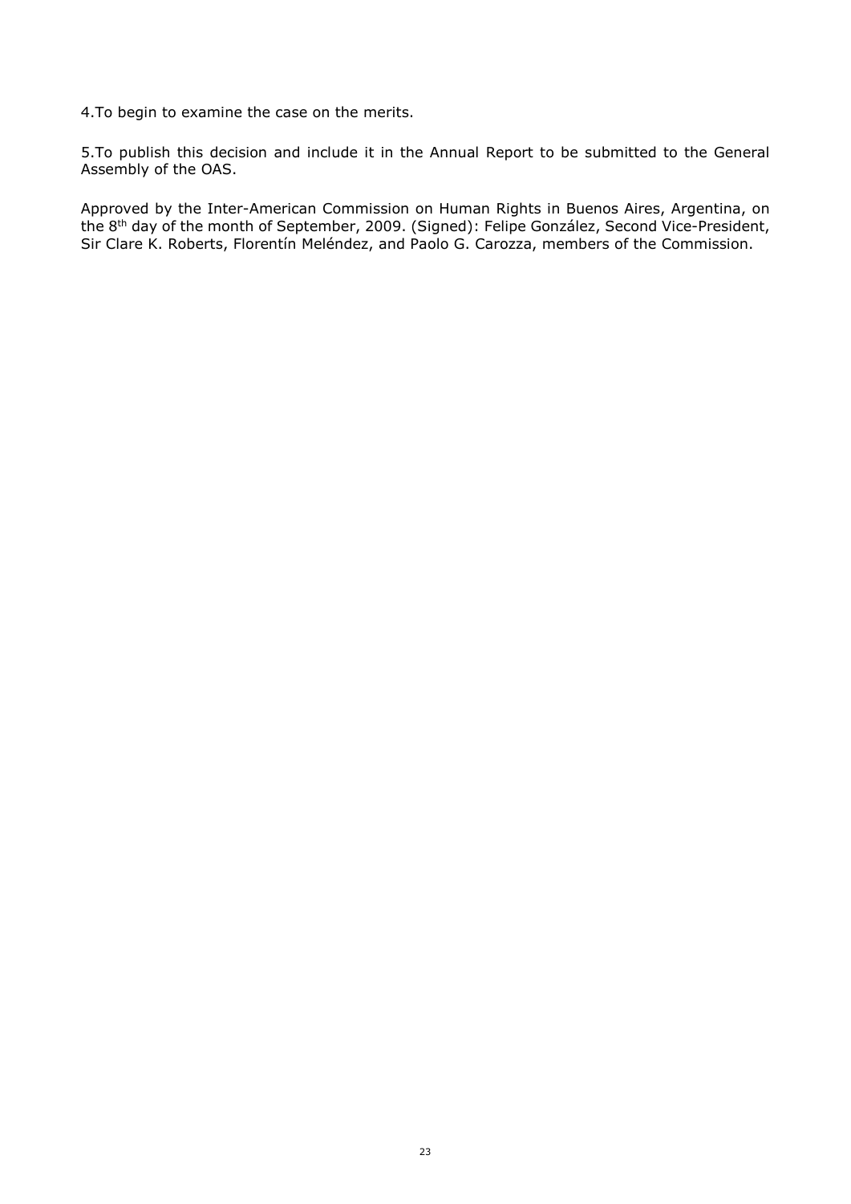4.To begin to examine the case on the merits.

5.To publish this decision and include it in the Annual Report to be submitted to the General Assembly of the OAS.

Approved by the Inter-American Commission on Human Rights in Buenos Aires, Argentina, on the 8th day of the month of September, 2009. (Signed): Felipe González, Second Vice-President, Sir Clare K. Roberts, Florentín Meléndez, and Paolo G. Carozza, members of the Commission.